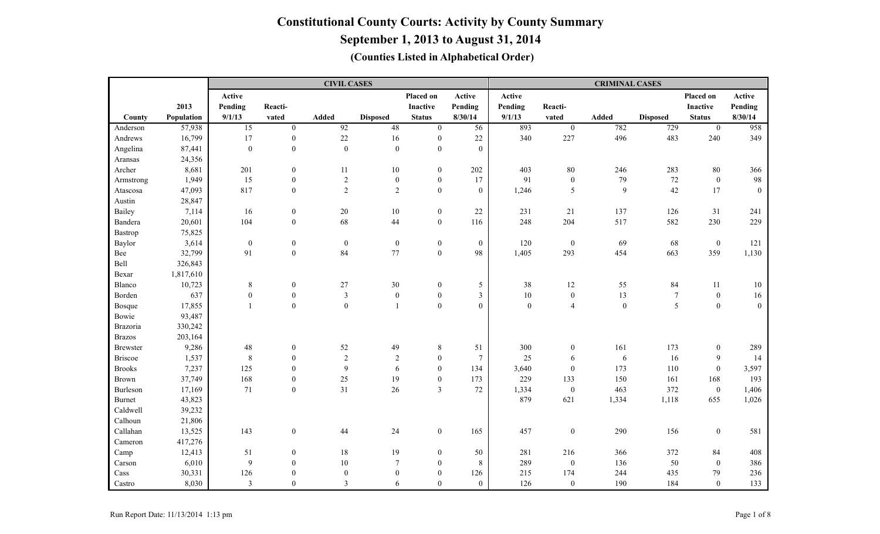# Constitutional County Courts: Activity by County Summary

## September 1, 2013 to August 31, 2014

### (Counties Listed in Alphabetical Order)

| | | CIVIL CASES | | | | | | CRIMINAL CASES | | | | | |
|---|---|---|---|---|---|---|---|---|---|---|---|---|---|
| County | 2013 Population | Active Pending 9/1/13 | Reacti-vated | Added | Disposed | Placed on Inactive Status | Active Pending 8/30/14 | Active Pending 9/1/13 | Reacti-vated | Added | Disposed | Placed on Inactive Status | Active Pending 8/30/14 |
| Anderson | 57,938 | 15 | 0 | 92 | 48 | 0 | 56 | 893 | 0 | 782 | 729 | 0 | 958 |
| Andrews | 16,799 | 17 | 0 | 22 | 16 | 0 | 22 | 340 | 227 | 496 | 483 | 240 | 349 |
| Angelina | 87,441 | 0 | 0 | 0 | 0 | 0 | 0 | | | | | | |
| Aransas | 24,356 | | | | | | | | | | | | |
| Archer | 8,681 | 201 | 0 | 11 | 10 | 0 | 202 | 403 | 80 | 246 | 283 | 80 | 366 |
| Armstrong | 1,949 | 15 | 0 | 2 | 0 | 0 | 17 | 91 | 0 | 79 | 72 | 0 | 98 |
| Atascosa | 47,093 | 817 | 0 | 2 | 2 | 0 | 0 | 1,246 | 5 | 9 | 42 | 17 | 0 |
| Austin | 28,847 | | | | | | | | | | | | |
| Bailey | 7,114 | 16 | 0 | 20 | 10 | 0 | 22 | 231 | 21 | 137 | 126 | 31 | 241 |
| Bandera | 20,601 | 104 | 0 | 68 | 44 | 0 | 116 | 248 | 204 | 517 | 582 | 230 | 229 |
| Bastrop | 75,825 | | | | | | | | | | | | |
| Baylor | 3,614 | 0 | 0 | 0 | 0 | 0 | 0 | 120 | 0 | 69 | 68 | 0 | 121 |
| Bee | 32,799 | 91 | 0 | 84 | 77 | 0 | 98 | 1,405 | 293 | 454 | 663 | 359 | 1,130 |
| Bell | 326,843 | | | | | | | | | | | | |
| Bexar | 1,817,610 | | | | | | | | | | | | |
| Blanco | 10,723 | 8 | 0 | 27 | 30 | 0 | 5 | 38 | 12 | 55 | 84 | 11 | 10 |
| Borden | 637 | 0 | 0 | 3 | 0 | 0 | 3 | 10 | 0 | 13 | 7 | 0 | 16 |
| Bosque | 17,855 | 1 | 0 | 0 | 1 | 0 | 0 | 0 | 4 | 0 | 5 | 0 | 0 |
| Bowie | 93,487 | | | | | | | | | | | | |
| Brazoria | 330,242 | | | | | | | | | | | | |
| Brazos | 203,164 | | | | | | | | | | | | |
| Brewster | 9,286 | 48 | 0 | 52 | 49 | 8 | 51 | 300 | 0 | 161 | 173 | 0 | 289 |
| Briscoe | 1,537 | 8 | 0 | 2 | 2 | 0 | 7 | 25 | 6 | 6 | 16 | 9 | 14 |
| Brooks | 7,237 | 125 | 0 | 9 | 6 | 0 | 134 | 3,640 | 0 | 173 | 110 | 0 | 3,597 |
| Brown | 37,749 | 168 | 0 | 25 | 19 | 0 | 173 | 229 | 133 | 150 | 161 | 168 | 193 |
| Burleson | 17,169 | 71 | 0 | 31 | 26 | 3 | 72 | 1,334 | 0 | 463 | 372 | 0 | 1,406 |
| Burnet | 43,823 | | | | | | | 879 | 621 | 1,334 | 1,118 | 655 | 1,026 |
| Caldwell | 39,232 | | | | | | | | | | | | |
| Calhoun | 21,806 | | | | | | | | | | | | |
| Callahan | 13,525 | 143 | 0 | 44 | 24 | 0 | 165 | 457 | 0 | 290 | 156 | 0 | 581 |
| Cameron | 417,276 | | | | | | | | | | | | |
| Camp | 12,413 | 51 | 0 | 18 | 19 | 0 | 50 | 281 | 216 | 366 | 372 | 84 | 408 |
| Carson | 6,010 | 9 | 0 | 10 | 7 | 0 | 8 | 289 | 0 | 136 | 50 | 0 | 386 |
| Cass | 30,331 | 126 | 0 | 0 | 0 | 0 | 126 | 215 | 174 | 244 | 435 | 79 | 236 |
| Castro | 8,030 | 3 | 0 | 3 | 6 | 0 | 0 | 126 | 0 | 190 | 184 | 0 | 133 |

Run Report Date: 11/13/2014 1:13 pm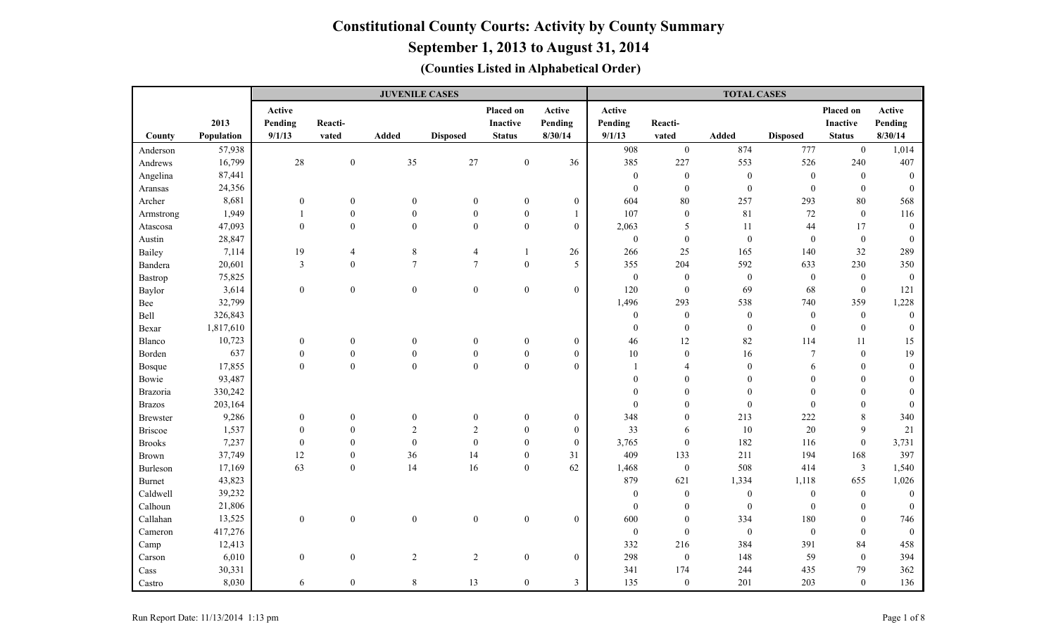# Constitutional County Courts: Activity by County Summary

## September 1, 2013 to August 31, 2014

### (Counties Listed in Alphabetical Order)

| | | JUVENILE CASES | | | | | | TOTAL CASES | | | | | |
|---|---|---|---|---|---|---|---|---|---|---|---|---|---|
| County | 2013 Population | Active Pending 9/1/13 | Reacti-vated | Added | Disposed | Placed on Inactive Status | Active Pending 8/30/14 | Active Pending 9/1/13 | Reacti-vated | Added | Disposed | Placed on Inactive Status | Active Pending 8/30/14 |
| Anderson | 57,938 | | | | | | | 908 | 0 | 874 | 777 | 0 | 1,014 |
| Andrews | 16,799 | 28 | 0 | 35 | 27 | 0 | 36 | 385 | 227 | 553 | 526 | 240 | 407 |
| Angelina | 87,441 | | | | | | | 0 | 0 | 0 | 0 | 0 | 0 |
| Aransas | 24,356 | | | | | | | 0 | 0 | 0 | 0 | 0 | 0 |
| Archer | 8,681 | 0 | 0 | 0 | 0 | 0 | 0 | 604 | 80 | 257 | 293 | 80 | 568 |
| Armstrong | 1,949 | 1 | 0 | 0 | 0 | 0 | 1 | 107 | 0 | 81 | 72 | 0 | 116 |
| Atascosa | 47,093 | 0 | 0 | 0 | 0 | 0 | 0 | 2,063 | 5 | 11 | 44 | 17 | 0 |
| Austin | 28,847 | | | | | | | 0 | 0 | 0 | 0 | 0 | 0 |
| Bailey | 7,114 | 19 | 4 | 8 | 4 | 1 | 26 | 266 | 25 | 165 | 140 | 32 | 289 |
| Bandera | 20,601 | 3 | 0 | 7 | 7 | 0 | 5 | 355 | 204 | 592 | 633 | 230 | 350 |
| Bastrop | 75,825 | | | | | | | 0 | 0 | 0 | 0 | 0 | 0 |
| Baylor | 3,614 | 0 | 0 | 0 | 0 | 0 | 0 | 120 | 0 | 69 | 68 | 0 | 121 |
| Bee | 32,799 | | | | | | | 1,496 | 293 | 538 | 740 | 359 | 1,228 |
| Bell | 326,843 | | | | | | | 0 | 0 | 0 | 0 | 0 | 0 |
| Bexar | 1,817,610 | | | | | | | 0 | 0 | 0 | 0 | 0 | 0 |
| Blanco | 10,723 | 0 | 0 | 0 | 0 | 0 | 0 | 46 | 12 | 82 | 114 | 11 | 15 |
| Borden | 637 | 0 | 0 | 0 | 0 | 0 | 0 | 10 | 0 | 16 | 7 | 0 | 19 |
| Bosque | 17,855 | 0 | 0 | 0 | 0 | 0 | 0 | 1 | 4 | 0 | 6 | 0 | 0 |
| Bowie | 93,487 | | | | | | | 0 | 0 | 0 | 0 | 0 | 0 |
| Brazoria | 330,242 | | | | | | | 0 | 0 | 0 | 0 | 0 | 0 |
| Brazos | 203,164 | | | | | | | 0 | 0 | 0 | 0 | 0 | 0 |
| Brewster | 9,286 | 0 | 0 | 0 | 0 | 0 | 0 | 348 | 0 | 213 | 222 | 8 | 340 |
| Briscoe | 1,537 | 0 | 0 | 2 | 2 | 0 | 0 | 33 | 6 | 10 | 20 | 9 | 21 |
| Brooks | 7,237 | 0 | 0 | 0 | 0 | 0 | 0 | 3,765 | 0 | 182 | 116 | 0 | 3,731 |
| Brown | 37,749 | 12 | 0 | 36 | 14 | 0 | 31 | 409 | 133 | 211 | 194 | 168 | 397 |
| Burleson | 17,169 | 63 | 0 | 14 | 16 | 0 | 62 | 1,468 | 0 | 508 | 414 | 3 | 1,540 |
| Burnet | 43,823 | | | | | | | 879 | 621 | 1,334 | 1,118 | 655 | 1,026 |
| Caldwell | 39,232 | | | | | | | 0 | 0 | 0 | 0 | 0 | 0 |
| Calhoun | 21,806 | | | | | | | 0 | 0 | 0 | 0 | 0 | 0 |
| Callahan | 13,525 | 0 | 0 | 0 | 0 | 0 | 0 | 600 | 0 | 334 | 180 | 0 | 746 |
| Cameron | 417,276 | | | | | | | 0 | 0 | 0 | 0 | 0 | 0 |
| Camp | 12,413 | | | | | | | 332 | 216 | 384 | 391 | 84 | 458 |
| Carson | 6,010 | 0 | 0 | 2 | 2 | 0 | 0 | 298 | 0 | 148 | 59 | 0 | 394 |
| Cass | 30,331 | | | | | | | 341 | 174 | 244 | 435 | 79 | 362 |
| Castro | 8,030 | 6 | 0 | 8 | 13 | 0 | 3 | 135 | 0 | 201 | 203 | 0 | 136 |

Run Report Date: 11/13/2014 1:13 pm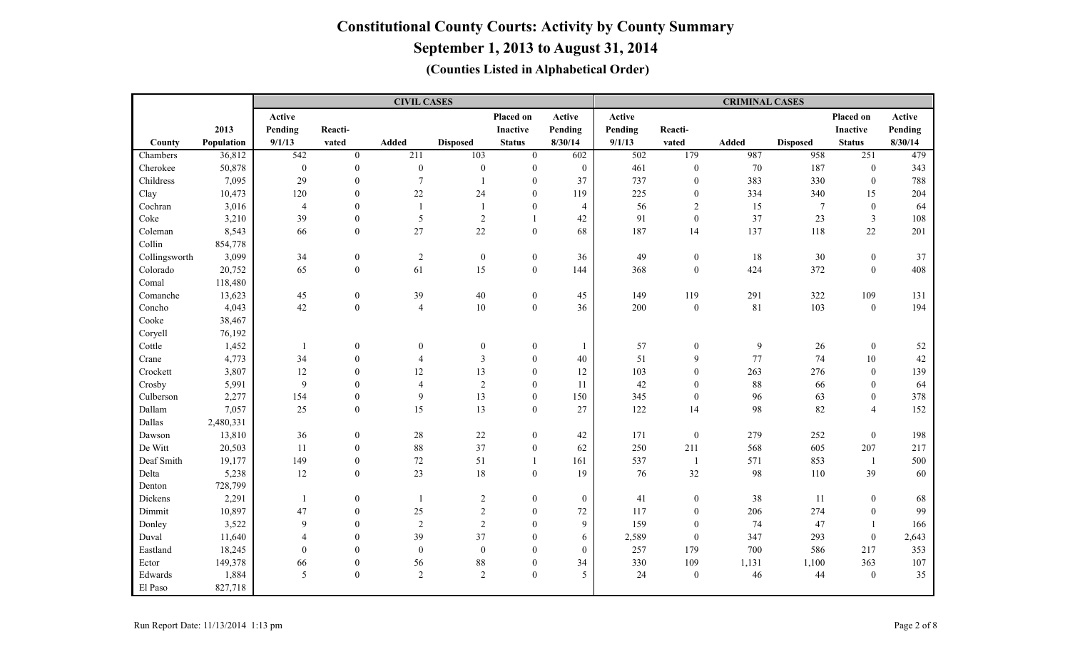# Constitutional County Courts: Activity by County Summary

## September 1, 2013 to August 31, 2014

### (Counties Listed in Alphabetical Order)

| | | CIVIL CASES | | | | | | CRIMINAL CASES | | | | | |
|---|---|---|---|---|---|---|---|---|---|---|---|---|---|
| County | 2013 Population | Active Pending 9/1/13 | Reacti-vated | Added | Disposed | Placed on Inactive Status | Active Pending 8/30/14 | Active Pending 9/1/13 | Reacti-vated | Added | Disposed | Placed on Inactive Status | Active Pending 8/30/14 |
| Chambers | 36,812 | 542 | 0 | 211 | 103 | 0 | 602 | 502 | 179 | 987 | 958 | 251 | 479 |
| Cherokee | 50,878 | 0 | 0 | 0 | 0 | 0 | 0 | 461 | 0 | 70 | 187 | 0 | 343 |
| Childress | 7,095 | 29 | 0 | 7 | 1 | 0 | 37 | 737 | 0 | 383 | 330 | 0 | 788 |
| Clay | 10,473 | 120 | 0 | 22 | 24 | 0 | 119 | 225 | 0 | 334 | 340 | 15 | 204 |
| Cochran | 3,016 | 4 | 0 | 1 | 1 | 0 | 4 | 56 | 2 | 15 | 7 | 0 | 64 |
| Coke | 3,210 | 39 | 0 | 5 | 2 | 1 | 42 | 91 | 0 | 37 | 23 | 3 | 108 |
| Coleman | 8,543 | 66 | 0 | 27 | 22 | 0 | 68 | 187 | 14 | 137 | 118 | 22 | 201 |
| Collin | 854,778 | | | | | | | | | | | | |
| Collingsworth | 3,099 | 34 | 0 | 2 | 0 | 0 | 36 | 49 | 0 | 18 | 30 | 0 | 37 |
| Colorado | 20,752 | 65 | 0 | 61 | 15 | 0 | 144 | 368 | 0 | 424 | 372 | 0 | 408 |
| Comal | 118,480 | | | | | | | | | | | | |
| Comanche | 13,623 | 45 | 0 | 39 | 40 | 0 | 45 | 149 | 119 | 291 | 322 | 109 | 131 |
| Concho | 4,043 | 42 | 0 | 4 | 10 | 0 | 36 | 200 | 0 | 81 | 103 | 0 | 194 |
| Cooke | 38,467 | | | | | | | | | | | | |
| Coryell | 76,192 | | | | | | | | | | | | |
| Cottle | 1,452 | 1 | 0 | 0 | 0 | 0 | 1 | 57 | 0 | 9 | 26 | 0 | 52 |
| Crane | 4,773 | 34 | 0 | 4 | 3 | 0 | 40 | 51 | 9 | 77 | 74 | 10 | 42 |
| Crockett | 3,807 | 12 | 0 | 12 | 13 | 0 | 12 | 103 | 0 | 263 | 276 | 0 | 139 |
| Crosby | 5,991 | 9 | 0 | 4 | 2 | 0 | 11 | 42 | 0 | 88 | 66 | 0 | 64 |
| Culberson | 2,277 | 154 | 0 | 9 | 13 | 0 | 150 | 345 | 0 | 96 | 63 | 0 | 378 |
| Dallam | 7,057 | 25 | 0 | 15 | 13 | 0 | 27 | 122 | 14 | 98 | 82 | 4 | 152 |
| Dallas | 2,480,331 | | | | | | | | | | | | |
| Dawson | 13,810 | 36 | 0 | 28 | 22 | 0 | 42 | 171 | 0 | 279 | 252 | 0 | 198 |
| De Witt | 20,503 | 11 | 0 | 88 | 37 | 0 | 62 | 250 | 211 | 568 | 605 | 207 | 217 |
| Deaf Smith | 19,177 | 149 | 0 | 72 | 51 | 1 | 161 | 537 | 1 | 571 | 853 | 1 | 500 |
| Delta | 5,238 | 12 | 0 | 23 | 18 | 0 | 19 | 76 | 32 | 98 | 110 | 39 | 60 |
| Denton | 728,799 | | | | | | | | | | | | |
| Dickens | 2,291 | 1 | 0 | 1 | 2 | 0 | 0 | 41 | 0 | 38 | 11 | 0 | 68 |
| Dimmit | 10,897 | 47 | 0 | 25 | 2 | 0 | 72 | 117 | 0 | 206 | 274 | 0 | 99 |
| Donley | 3,522 | 9 | 0 | 2 | 2 | 0 | 9 | 159 | 0 | 74 | 47 | 1 | 166 |
| Duval | 11,640 | 4 | 0 | 39 | 37 | 0 | 6 | 2,589 | 0 | 347 | 293 | 0 | 2,643 |
| Eastland | 18,245 | 0 | 0 | 0 | 0 | 0 | 0 | 257 | 179 | 700 | 586 | 217 | 353 |
| Ector | 149,378 | 66 | 0 | 56 | 88 | 0 | 34 | 330 | 109 | 1,131 | 1,100 | 363 | 107 |
| Edwards | 1,884 | 5 | 0 | 2 | 2 | 0 | 5 | 24 | 0 | 46 | 44 | 0 | 35 |
| El Paso | 827,718 | | | | | | | | | | | | |

Run Report Date: 11/13/2014 1:13 pm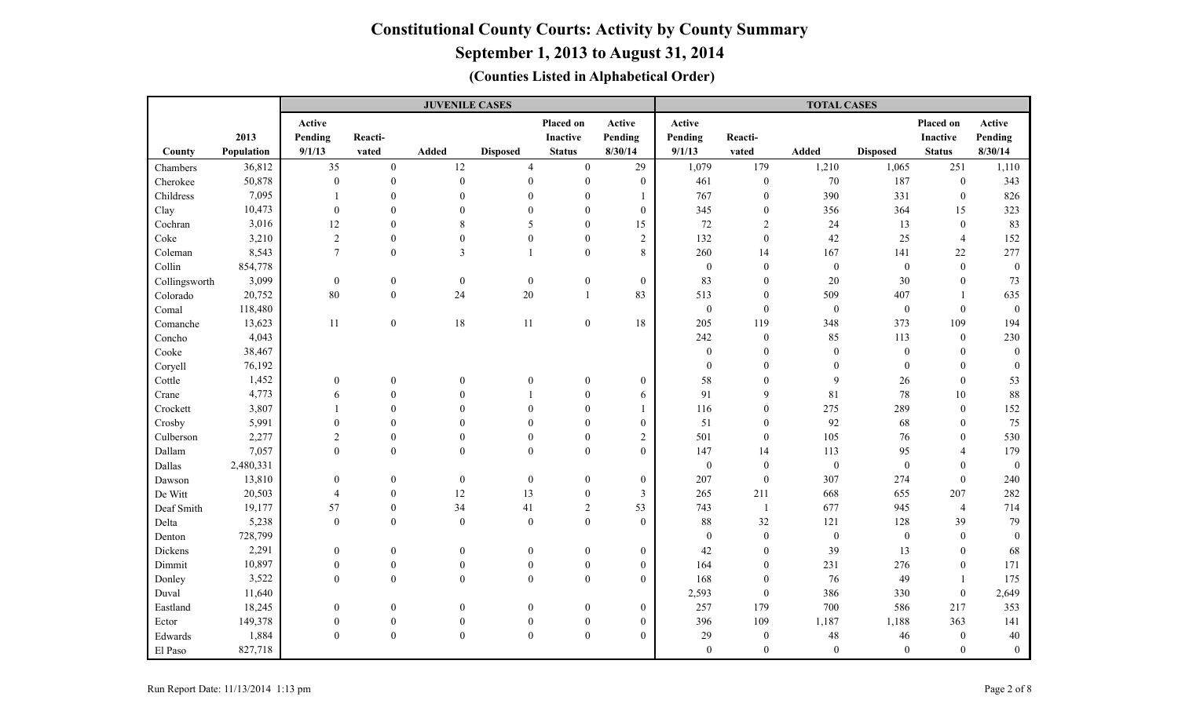# Constitutional County Courts: Activity by County Summary

## September 1, 2013 to August 31, 2014

### (Counties Listed in Alphabetical Order)

| | | JUVENILE CASES | | | | | | TOTAL CASES | | | | | |
|---|---|---|---|---|---|---|---|---|---|---|---|---|---|
| County | 2013 Population | Active Pending 9/1/13 | Reacti-vated | Added | Disposed | Placed on Inactive Status | Active Pending 8/30/14 | Active Pending 9/1/13 | Reacti-vated | Added | Disposed | Placed on Inactive Status | Active Pending 8/30/14 |
| Chambers | 36,812 | 35 | 0 | 12 | 4 | 0 | 29 | 1,079 | 179 | 1,210 | 1,065 | 251 | 1,110 |
| Cherokee | 50,878 | 0 | 0 | 0 | 0 | 0 | 0 | 461 | 0 | 70 | 187 | 0 | 343 |
| Childress | 7,095 | 1 | 0 | 0 | 0 | 0 | 1 | 767 | 0 | 390 | 331 | 0 | 826 |
| Clay | 10,473 | 0 | 0 | 0 | 0 | 0 | 0 | 345 | 0 | 356 | 364 | 15 | 323 |
| Cochran | 3,016 | 12 | 0 | 8 | 5 | 0 | 15 | 72 | 2 | 24 | 13 | 0 | 83 |
| Coke | 3,210 | 2 | 0 | 0 | 0 | 0 | 2 | 132 | 0 | 42 | 25 | 4 | 152 |
| Coleman | 8,543 | 7 | 0 | 3 | 1 | 0 | 8 | 260 | 14 | 167 | 141 | 22 | 277 |
| Collin | 854,778 | | | | | | | 0 | 0 | 0 | 0 | 0 | 0 |
| Collingsworth | 3,099 | 0 | 0 | 0 | 0 | 0 | 0 | 83 | 0 | 20 | 30 | 0 | 73 |
| Colorado | 20,752 | 80 | 0 | 24 | 20 | 1 | 83 | 513 | 0 | 509 | 407 | 1 | 635 |
| Comal | 118,480 | | | | | | | 0 | 0 | 0 | 0 | 0 | 0 |
| Comanche | 13,623 | 11 | 0 | 18 | 11 | 0 | 18 | 205 | 119 | 348 | 373 | 109 | 194 |
| Concho | 4,043 | | | | | | | 242 | 0 | 85 | 113 | 0 | 230 |
| Cooke | 38,467 | | | | | | | 0 | 0 | 0 | 0 | 0 | 0 |
| Coryell | 76,192 | | | | | | | 0 | 0 | 0 | 0 | 0 | 0 |
| Cottle | 1,452 | 0 | 0 | 0 | 0 | 0 | 0 | 58 | 0 | 9 | 26 | 0 | 53 |
| Crane | 4,773 | 6 | 0 | 0 | 1 | 0 | 6 | 91 | 9 | 81 | 78 | 10 | 88 |
| Crockett | 3,807 | 1 | 0 | 0 | 0 | 0 | 1 | 116 | 0 | 275 | 289 | 0 | 152 |
| Crosby | 5,991 | 0 | 0 | 0 | 0 | 0 | 0 | 51 | 0 | 92 | 68 | 0 | 75 |
| Culberson | 2,277 | 2 | 0 | 0 | 0 | 0 | 2 | 501 | 0 | 105 | 76 | 0 | 530 |
| Dallam | 7,057 | 0 | 0 | 0 | 0 | 0 | 0 | 147 | 14 | 113 | 95 | 4 | 179 |
| Dallas | 2,480,331 | | | | | | | 0 | 0 | 0 | 0 | 0 | 0 |
| Dawson | 13,810 | 0 | 0 | 0 | 0 | 0 | 0 | 207 | 0 | 307 | 274 | 0 | 240 |
| De Witt | 20,503 | 4 | 0 | 12 | 13 | 0 | 3 | 265 | 211 | 668 | 655 | 207 | 282 |
| Deaf Smith | 19,177 | 57 | 0 | 34 | 41 | 2 | 53 | 743 | 1 | 677 | 945 | 4 | 714 |
| Delta | 5,238 | 0 | 0 | 0 | 0 | 0 | 0 | 88 | 32 | 121 | 128 | 39 | 79 |
| Denton | 728,799 | | | | | | | 0 | 0 | 0 | 0 | 0 | 0 |
| Dickens | 2,291 | 0 | 0 | 0 | 0 | 0 | 0 | 42 | 0 | 39 | 13 | 0 | 68 |
| Dimmit | 10,897 | 0 | 0 | 0 | 0 | 0 | 0 | 164 | 0 | 231 | 276 | 0 | 171 |
| Donley | 3,522 | 0 | 0 | 0 | 0 | 0 | 0 | 168 | 0 | 76 | 49 | 1 | 175 |
| Duval | 11,640 | | | | | | | 2,593 | 0 | 386 | 330 | 0 | 2,649 |
| Eastland | 18,245 | 0 | 0 | 0 | 0 | 0 | 0 | 257 | 179 | 700 | 586 | 217 | 353 |
| Ector | 149,378 | 0 | 0 | 0 | 0 | 0 | 0 | 396 | 109 | 1,187 | 1,188 | 363 | 141 |
| Edwards | 1,884 | 0 | 0 | 0 | 0 | 0 | 0 | 29 | 0 | 48 | 46 | 0 | 40 |
| El Paso | 827,718 | | | | | | | 0 | 0 | 0 | 0 | 0 | 0 |

Run Report Date: 11/13/2014 1:13 pm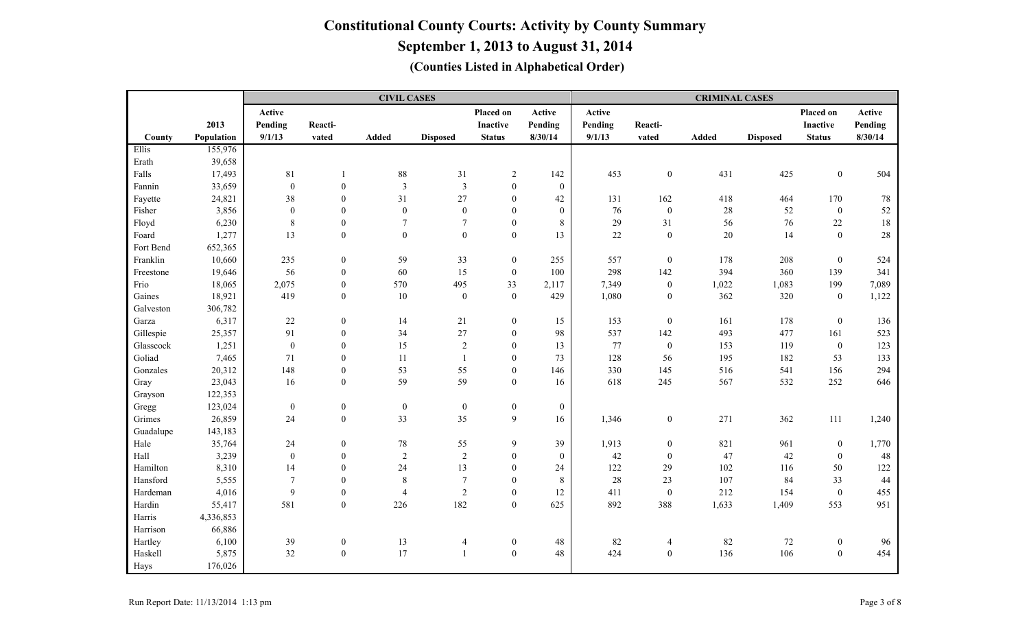# Constitutional County Courts: Activity by County Summary

## September 1, 2013 to August 31, 2014

### (Counties Listed in Alphabetical Order)

| | | CIVIL CASES | | | | | | CRIMINAL CASES | | | | | |
|---|---|---|---|---|---|---|---|---|---|---|---|---|---|
| County | 2013 Population | Active Pending 9/1/13 | Reacti-vated | Added | Disposed | Placed on Inactive Status | Active Pending 8/30/14 | Active Pending 9/1/13 | Reacti-vated | Added | Disposed | Placed on Inactive Status | Active Pending 8/30/14 |
| Ellis | 155,976 | | | | | | | | | | | | |
| Erath | 39,658 | | | | | | | | | | | | |
| Falls | 17,493 | 81 | 1 | 88 | 31 | 2 | 142 | 453 | 0 | 431 | 425 | 0 | 504 |
| Fannin | 33,659 | 0 | 0 | 3 | 3 | 0 | 0 | | | | | | |
| Fayette | 24,821 | 38 | 0 | 31 | 27 | 0 | 42 | 131 | 162 | 418 | 464 | 170 | 78 |
| Fisher | 3,856 | 0 | 0 | 0 | 0 | 0 | 0 | 76 | 0 | 28 | 52 | 0 | 52 |
| Floyd | 6,230 | 8 | 0 | 7 | 7 | 0 | 8 | 29 | 31 | 56 | 76 | 22 | 18 |
| Foard | 1,277 | 13 | 0 | 0 | 0 | 0 | 13 | 22 | 0 | 20 | 14 | 0 | 28 |
| Fort Bend | 652,365 | | | | | | | | | | | | |
| Franklin | 10,660 | 235 | 0 | 59 | 33 | 0 | 255 | 557 | 0 | 178 | 208 | 0 | 524 |
| Freestone | 19,646 | 56 | 0 | 60 | 15 | 0 | 100 | 298 | 142 | 394 | 360 | 139 | 341 |
| Frio | 18,065 | 2,075 | 0 | 570 | 495 | 33 | 2,117 | 7,349 | 0 | 1,022 | 1,083 | 199 | 7,089 |
| Gaines | 18,921 | 419 | 0 | 10 | 0 | 0 | 429 | 1,080 | 0 | 362 | 320 | 0 | 1,122 |
| Galveston | 306,782 | | | | | | | | | | | | |
| Garza | 6,317 | 22 | 0 | 14 | 21 | 0 | 15 | 153 | 0 | 161 | 178 | 0 | 136 |
| Gillespie | 25,357 | 91 | 0 | 34 | 27 | 0 | 98 | 537 | 142 | 493 | 477 | 161 | 523 |
| Glasscock | 1,251 | 0 | 0 | 15 | 2 | 0 | 13 | 77 | 0 | 153 | 119 | 0 | 123 |
| Goliad | 7,465 | 71 | 0 | 11 | 1 | 0 | 73 | 128 | 56 | 195 | 182 | 53 | 133 |
| Gonzales | 20,312 | 148 | 0 | 53 | 55 | 0 | 146 | 330 | 145 | 516 | 541 | 156 | 294 |
| Gray | 23,043 | 16 | 0 | 59 | 59 | 0 | 16 | 618 | 245 | 567 | 532 | 252 | 646 |
| Grayson | 122,353 | | | | | | | | | | | | |
| Gregg | 123,024 | 0 | 0 | 0 | 0 | 0 | 0 | | | | | | |
| Grimes | 26,859 | 24 | 0 | 33 | 35 | 9 | 16 | 1,346 | 0 | 271 | 362 | 111 | 1,240 |
| Guadalupe | 143,183 | | | | | | | | | | | | |
| Hale | 35,764 | 24 | 0 | 78 | 55 | 9 | 39 | 1,913 | 0 | 821 | 961 | 0 | 1,770 |
| Hall | 3,239 | 0 | 0 | 2 | 2 | 0 | 0 | 42 | 0 | 47 | 42 | 0 | 48 |
| Hamilton | 8,310 | 14 | 0 | 24 | 13 | 0 | 24 | 122 | 29 | 102 | 116 | 50 | 122 |
| Hansford | 5,555 | 7 | 0 | 8 | 7 | 0 | 8 | 28 | 23 | 107 | 84 | 33 | 44 |
| Hardeman | 4,016 | 9 | 0 | 4 | 2 | 0 | 12 | 411 | 0 | 212 | 154 | 0 | 455 |
| Hardin | 55,417 | 581 | 0 | 226 | 182 | 0 | 625 | 892 | 388 | 1,633 | 1,409 | 553 | 951 |
| Harris | 4,336,853 | | | | | | | | | | | | |
| Harrison | 66,886 | | | | | | | | | | | | |
| Hartley | 6,100 | 39 | 0 | 13 | 4 | 0 | 48 | 82 | 4 | 82 | 72 | 0 | 96 |
| Haskell | 5,875 | 32 | 0 | 17 | 1 | 0 | 48 | 424 | 0 | 136 | 106 | 0 | 454 |
| Hays | 176,026 | | | | | | | | | | | | |

Run Report Date: 11/13/2014 1:13 pm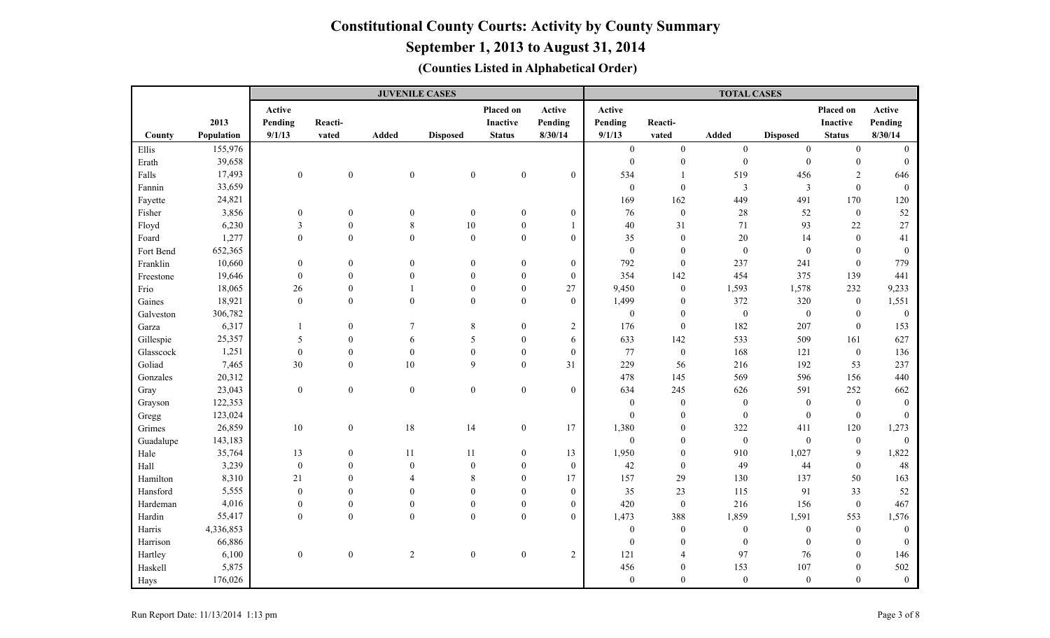# Constitutional County Courts: Activity by County Summary

## September 1, 2013 to August 31, 2014

### (Counties Listed in Alphabetical Order)

| | | JUVENILE CASES | | | | | | TOTAL CASES | | | | | |
|---|---|---|---|---|---|---|---|---|---|---|---|---|---|
| County | 2013 Population | Active Pending 9/1/13 | Reacti-vated | Added | Disposed | Placed on Inactive Status | Active Pending 8/30/14 | Active Pending 9/1/13 | Reacti-vated | Added | Disposed | Placed on Inactive Status | Active Pending 8/30/14 |
| Ellis | 155,976 | | | | | | | 0 | 0 | 0 | 0 | 0 | 0 |
| Erath | 39,658 | | | | | | | 0 | 0 | 0 | 0 | 0 | 0 |
| Falls | 17,493 | 0 | 0 | 0 | 0 | 0 | 0 | 534 | 1 | 519 | 456 | 2 | 646 |
| Fannin | 33,659 | | | | | | | 0 | 0 | 3 | 3 | 0 | 0 |
| Fayette | 24,821 | | | | | | | 169 | 162 | 449 | 491 | 170 | 120 |
| Fisher | 3,856 | 0 | 0 | 0 | 0 | 0 | 0 | 76 | 0 | 28 | 52 | 0 | 52 |
| Floyd | 6,230 | 3 | 0 | 8 | 10 | 0 | 1 | 40 | 31 | 71 | 93 | 22 | 27 |
| Foard | 1,277 | 0 | 0 | 0 | 0 | 0 | 0 | 35 | 0 | 20 | 14 | 0 | 41 |
| Fort Bend | 652,365 | | | | | | | 0 | 0 | 0 | 0 | 0 | 0 |
| Franklin | 10,660 | 0 | 0 | 0 | 0 | 0 | 0 | 792 | 0 | 237 | 241 | 0 | 779 |
| Freestone | 19,646 | 0 | 0 | 0 | 0 | 0 | 0 | 354 | 142 | 454 | 375 | 139 | 441 |
| Frio | 18,065 | 26 | 0 | 1 | 0 | 0 | 27 | 9,450 | 0 | 1,593 | 1,578 | 232 | 9,233 |
| Gaines | 18,921 | 0 | 0 | 0 | 0 | 0 | 0 | 1,499 | 0 | 372 | 320 | 0 | 1,551 |
| Galveston | 306,782 | | | | | | | 0 | 0 | 0 | 0 | 0 | 0 |
| Garza | 6,317 | 1 | 0 | 7 | 8 | 0 | 2 | 176 | 0 | 182 | 207 | 0 | 153 |
| Gillespie | 25,357 | 5 | 0 | 6 | 5 | 0 | 6 | 633 | 142 | 533 | 509 | 161 | 627 |
| Glasscock | 1,251 | 0 | 0 | 0 | 0 | 0 | 0 | 77 | 0 | 168 | 121 | 0 | 136 |
| Goliad | 7,465 | 30 | 0 | 10 | 9 | 0 | 31 | 229 | 56 | 216 | 192 | 53 | 237 |
| Gonzales | 20,312 | | | | | | | 478 | 145 | 569 | 596 | 156 | 440 |
| Gray | 23,043 | 0 | 0 | 0 | 0 | 0 | 0 | 634 | 245 | 626 | 591 | 252 | 662 |
| Grayson | 122,353 | | | | | | | 0 | 0 | 0 | 0 | 0 | 0 |
| Gregg | 123,024 | | | | | | | 0 | 0 | 0 | 0 | 0 | 0 |
| Grimes | 26,859 | 10 | 0 | 18 | 14 | 0 | 17 | 1,380 | 0 | 322 | 411 | 120 | 1,273 |
| Guadalupe | 143,183 | | | | | | | 0 | 0 | 0 | 0 | 0 | 0 |
| Hale | 35,764 | 13 | 0 | 11 | 11 | 0 | 13 | 1,950 | 0 | 910 | 1,027 | 9 | 1,822 |
| Hall | 3,239 | 0 | 0 | 0 | 0 | 0 | 0 | 42 | 0 | 49 | 44 | 0 | 48 |
| Hamilton | 8,310 | 21 | 0 | 4 | 8 | 0 | 17 | 157 | 29 | 130 | 137 | 50 | 163 |
| Hansford | 5,555 | 0 | 0 | 0 | 0 | 0 | 0 | 35 | 23 | 115 | 91 | 33 | 52 |
| Hardeman | 4,016 | 0 | 0 | 0 | 0 | 0 | 0 | 420 | 0 | 216 | 156 | 0 | 467 |
| Hardin | 55,417 | 0 | 0 | 0 | 0 | 0 | 0 | 1,473 | 388 | 1,859 | 1,591 | 553 | 1,576 |
| Harris | 4,336,853 | | | | | | | 0 | 0 | 0 | 0 | 0 | 0 |
| Harrison | 66,886 | | | | | | | 0 | 0 | 0 | 0 | 0 | 0 |
| Hartley | 6,100 | 0 | 0 | 2 | 0 | 0 | 2 | 121 | 4 | 97 | 76 | 0 | 146 |
| Haskell | 5,875 | | | | | | | 456 | 0 | 153 | 107 | 0 | 502 |
| Hays | 176,026 | | | | | | | 0 | 0 | 0 | 0 | 0 | 0 |

Run Report Date: 11/13/2014 1:13 pm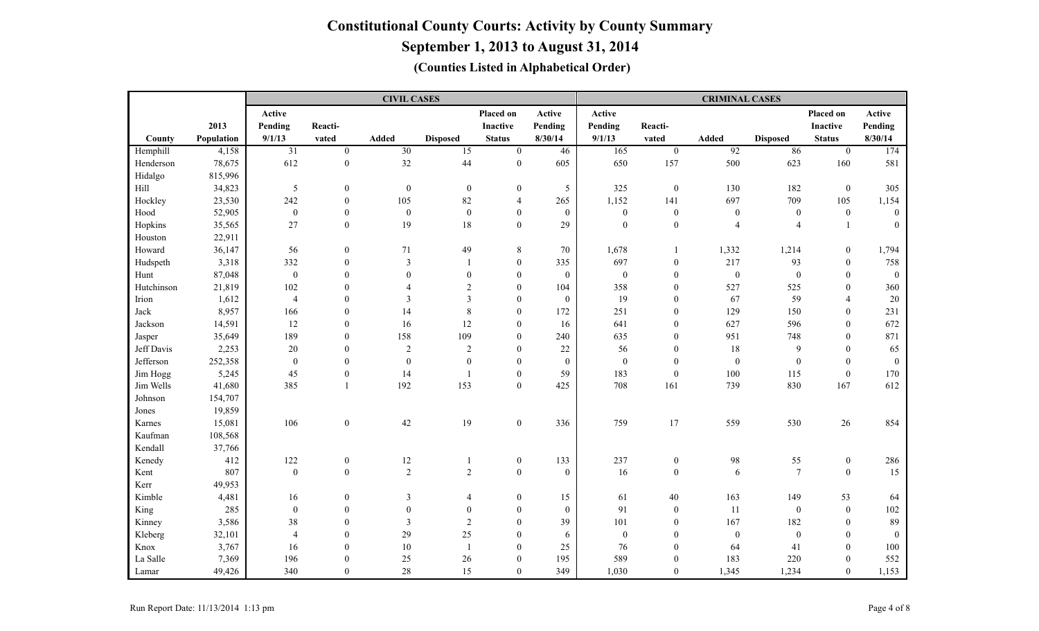# Constitutional County Courts: Activity by County Summary

## September 1, 2013 to August 31, 2014

### (Counties Listed in Alphabetical Order)

| | | CIVIL CASES | | | | | | CRIMINAL CASES | | | | | |
|---|---|---|---|---|---|---|---|---|---|---|---|---|---|
| County | 2013 Population | Active Pending 9/1/13 | Reacti-vated | Added | Disposed | Placed on Inactive Status | Active Pending 8/30/14 | Active Pending 9/1/13 | Reacti-vated | Added | Disposed | Placed on Inactive Status | Active Pending 8/30/14 |
| Hemphill | 4,158 | 31 | 0 | 30 | 15 | 0 | 46 | 165 | 0 | 92 | 86 | 0 | 174 |
| Henderson | 78,675 | 612 | 0 | 32 | 44 | 0 | 605 | 650 | 157 | 500 | 623 | 160 | 581 |
| Hidalgo | 815,996 | | | | | | | | | | | | |
| Hill | 34,823 | 5 | 0 | 0 | 0 | 0 | 5 | 325 | 0 | 130 | 182 | 0 | 305 |
| Hockley | 23,530 | 242 | 0 | 105 | 82 | 4 | 265 | 1,152 | 141 | 697 | 709 | 105 | 1,154 |
| Hood | 52,905 | 0 | 0 | 0 | 0 | 0 | 0 | 0 | 0 | 0 | 0 | 0 | 0 |
| Hopkins | 35,565 | 27 | 0 | 19 | 18 | 0 | 29 | 0 | 0 | 4 | 4 | 1 | 0 |
| Houston | 22,911 | | | | | | | | | | | | |
| Howard | 36,147 | 56 | 0 | 71 | 49 | 8 | 70 | 1,678 | 1 | 1,332 | 1,214 | 0 | 1,794 |
| Hudspeth | 3,318 | 332 | 0 | 3 | 1 | 0 | 335 | 697 | 0 | 217 | 93 | 0 | 758 |
| Hunt | 87,048 | 0 | 0 | 0 | 0 | 0 | 0 | 0 | 0 | 0 | 0 | 0 | 0 |
| Hutchinson | 21,819 | 102 | 0 | 4 | 2 | 0 | 104 | 358 | 0 | 527 | 525 | 0 | 360 |
| Irion | 1,612 | 4 | 0 | 3 | 3 | 0 | 0 | 19 | 0 | 67 | 59 | 4 | 20 |
| Jack | 8,957 | 166 | 0 | 14 | 8 | 0 | 172 | 251 | 0 | 129 | 150 | 0 | 231 |
| Jackson | 14,591 | 12 | 0 | 16 | 12 | 0 | 16 | 641 | 0 | 627 | 596 | 0 | 672 |
| Jasper | 35,649 | 189 | 0 | 158 | 109 | 0 | 240 | 635 | 0 | 951 | 748 | 0 | 871 |
| Jeff Davis | 2,253 | 20 | 0 | 2 | 2 | 0 | 22 | 56 | 0 | 18 | 9 | 0 | 65 |
| Jefferson | 252,358 | 0 | 0 | 0 | 0 | 0 | 0 | 0 | 0 | 0 | 0 | 0 | 0 |
| Jim Hogg | 5,245 | 45 | 0 | 14 | 1 | 0 | 59 | 183 | 0 | 100 | 115 | 0 | 170 |
| Jim Wells | 41,680 | 385 | 1 | 192 | 153 | 0 | 425 | 708 | 161 | 739 | 830 | 167 | 612 |
| Johnson | 154,707 | | | | | | | | | | | | |
| Jones | 19,859 | | | | | | | | | | | | |
| Karnes | 15,081 | 106 | 0 | 42 | 19 | 0 | 336 | 759 | 17 | 559 | 530 | 26 | 854 |
| Kaufman | 108,568 | | | | | | | | | | | | |
| Kendall | 37,766 | | | | | | | | | | | | |
| Kenedy | 412 | 122 | 0 | 12 | 1 | 0 | 133 | 237 | 0 | 98 | 55 | 0 | 286 |
| Kent | 807 | 0 | 0 | 2 | 2 | 0 | 0 | 16 | 0 | 6 | 7 | 0 | 15 |
| Kerr | 49,953 | | | | | | | | | | | | |
| Kimble | 4,481 | 16 | 0 | 3 | 4 | 0 | 15 | 61 | 40 | 163 | 149 | 53 | 64 |
| King | 285 | 0 | 0 | 0 | 0 | 0 | 0 | 91 | 0 | 11 | 0 | 0 | 102 |
| Kinney | 3,586 | 38 | 0 | 3 | 2 | 0 | 39 | 101 | 0 | 167 | 182 | 0 | 89 |
| Kleberg | 32,101 | 4 | 0 | 29 | 25 | 0 | 6 | 0 | 0 | 0 | 0 | 0 | 0 |
| Knox | 3,767 | 16 | 0 | 10 | 1 | 0 | 25 | 76 | 0 | 64 | 41 | 0 | 100 |
| La Salle | 7,369 | 196 | 0 | 25 | 26 | 0 | 195 | 589 | 0 | 183 | 220 | 0 | 552 |
| Lamar | 49,426 | 340 | 0 | 28 | 15 | 0 | 349 | 1,030 | 0 | 1,345 | 1,234 | 0 | 1,153 |

Run Report Date: 11/13/2014 1:13 pm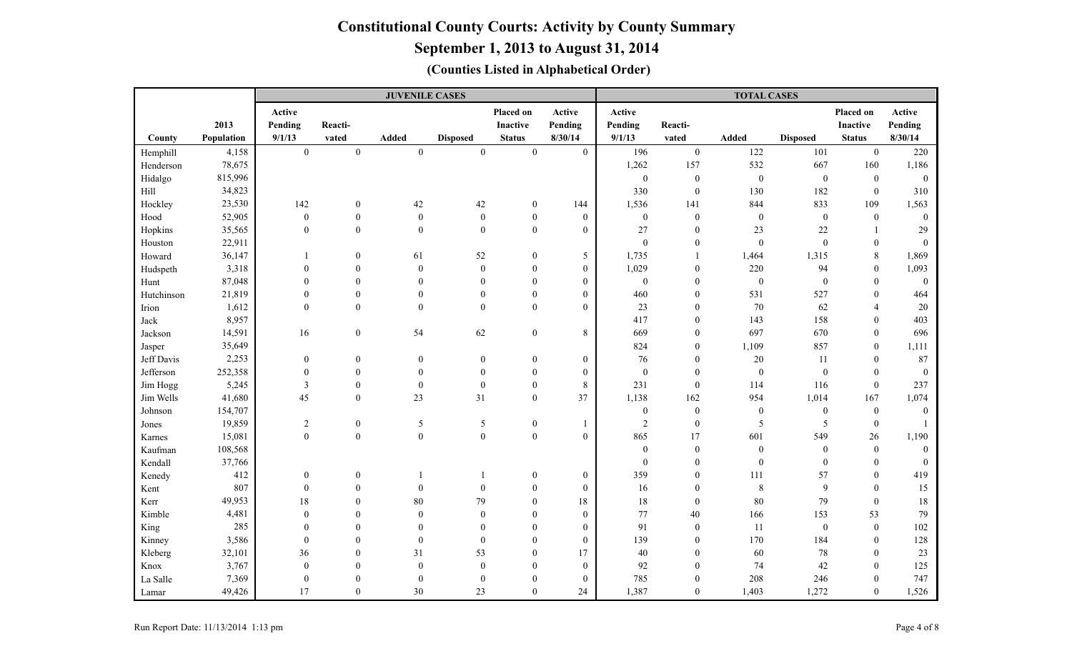# Constitutional County Courts: Activity by County Summary

## September 1, 2013 to August 31, 2014

### (Counties Listed in Alphabetical Order)

| | | JUVENILE CASES | | | | | | TOTAL CASES | | | | | |
|---|---|---|---|---|---|---|---|---|---|---|---|---|---|
| County | 2013 Population | Active Pending 9/1/13 | Reacti-vated | Added | Disposed | Placed on Inactive Status | Active Pending 8/30/14 | Active Pending 9/1/13 | Reacti-vated | Added | Disposed | Placed on Inactive Status | Active Pending 8/30/14 |
| Hemphill | 4,158 | 0 | 0 | 0 | 0 | 0 | 0 | 196 | 0 | 122 | 101 | 0 | 220 |
| Henderson | 78,675 | | | | | | | 1,262 | 157 | 532 | 667 | 160 | 1,186 |
| Hidalgo | 815,996 | | | | | | | 0 | 0 | 0 | 0 | 0 | 0 |
| Hill | 34,823 | | | | | | | 330 | 0 | 130 | 182 | 0 | 310 |
| Hockley | 23,530 | 142 | 0 | 42 | 42 | 0 | 144 | 1,536 | 141 | 844 | 833 | 109 | 1,563 |
| Hood | 52,905 | 0 | 0 | 0 | 0 | 0 | 0 | 0 | 0 | 0 | 0 | 0 | 0 |
| Hopkins | 35,565 | 0 | 0 | 0 | 0 | 0 | 0 | 27 | 0 | 23 | 22 | 1 | 29 |
| Houston | 22,911 | | | | | | | 0 | 0 | 0 | 0 | 0 | 0 |
| Howard | 36,147 | 1 | 0 | 61 | 52 | 0 | 5 | 1,735 | 1 | 1,464 | 1,315 | 8 | 1,869 |
| Hudspeth | 3,318 | 0 | 0 | 0 | 0 | 0 | 0 | 1,029 | 0 | 220 | 94 | 0 | 1,093 |
| Hunt | 87,048 | 0 | 0 | 0 | 0 | 0 | 0 | 0 | 0 | 0 | 0 | 0 | 0 |
| Hutchinson | 21,819 | 0 | 0 | 0 | 0 | 0 | 0 | 460 | 0 | 531 | 527 | 0 | 464 |
| Irion | 1,612 | 0 | 0 | 0 | 0 | 0 | 0 | 23 | 0 | 70 | 62 | 4 | 20 |
| Jack | 8,957 | | | | | | | 417 | 0 | 143 | 158 | 0 | 403 |
| Jackson | 14,591 | 16 | 0 | 54 | 62 | 0 | 8 | 669 | 0 | 697 | 670 | 0 | 696 |
| Jasper | 35,649 | | | | | | | 824 | 0 | 1,109 | 857 | 0 | 1,111 |
| Jeff Davis | 2,253 | 0 | 0 | 0 | 0 | 0 | 0 | 76 | 0 | 20 | 11 | 0 | 87 |
| Jefferson | 252,358 | 0 | 0 | 0 | 0 | 0 | 0 | 0 | 0 | 0 | 0 | 0 | 0 |
| Jim Hogg | 5,245 | 3 | 0 | 0 | 0 | 0 | 8 | 231 | 0 | 114 | 116 | 0 | 237 |
| Jim Wells | 41,680 | 45 | 0 | 23 | 31 | 0 | 37 | 1,138 | 162 | 954 | 1,014 | 167 | 1,074 |
| Johnson | 154,707 | | | | | | | 0 | 0 | 0 | 0 | 0 | 0 |
| Jones | 19,859 | 2 | 0 | 5 | 5 | 0 | 1 | 2 | 0 | 5 | 5 | 0 | 1 |
| Karnes | 15,081 | 0 | 0 | 0 | 0 | 0 | 0 | 865 | 17 | 601 | 549 | 26 | 1,190 |
| Kaufman | 108,568 | | | | | | | 0 | 0 | 0 | 0 | 0 | 0 |
| Kendall | 37,766 | | | | | | | 0 | 0 | 0 | 0 | 0 | 0 |
| Kenedy | 412 | 0 | 0 | 1 | 1 | 0 | 0 | 359 | 0 | 111 | 57 | 0 | 419 |
| Kent | 807 | 0 | 0 | 0 | 0 | 0 | 0 | 16 | 0 | 8 | 9 | 0 | 15 |
| Kerr | 49,953 | 18 | 0 | 80 | 79 | 0 | 18 | 18 | 0 | 80 | 79 | 0 | 18 |
| Kimble | 4,481 | 0 | 0 | 0 | 0 | 0 | 0 | 77 | 40 | 166 | 153 | 53 | 79 |
| King | 285 | 0 | 0 | 0 | 0 | 0 | 0 | 91 | 0 | 11 | 0 | 0 | 102 |
| Kinney | 3,586 | 0 | 0 | 0 | 0 | 0 | 0 | 139 | 0 | 170 | 184 | 0 | 128 |
| Kleberg | 32,101 | 36 | 0 | 31 | 53 | 0 | 17 | 40 | 0 | 60 | 78 | 0 | 23 |
| Knox | 3,767 | 0 | 0 | 0 | 0 | 0 | 0 | 92 | 0 | 74 | 42 | 0 | 125 |
| La Salle | 7,369 | 0 | 0 | 0 | 0 | 0 | 0 | 785 | 0 | 208 | 246 | 0 | 747 |
| Lamar | 49,426 | 17 | 0 | 30 | 23 | 0 | 24 | 1,387 | 0 | 1,403 | 1,272 | 0 | 1,526 |

Run Report Date: 11/13/2014 1:13 pm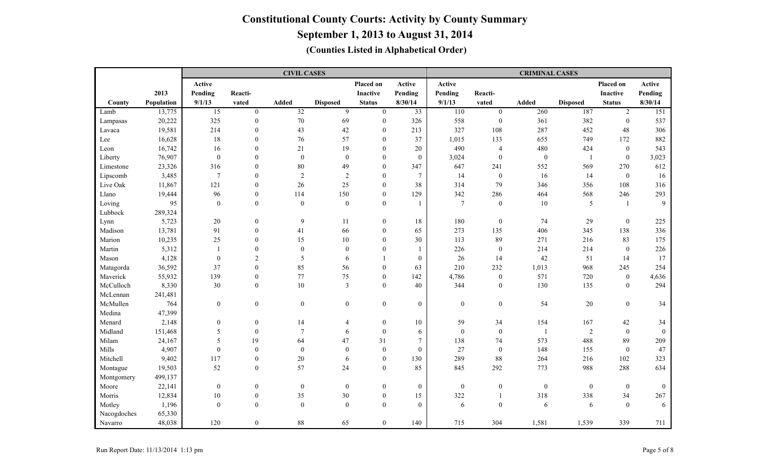# Constitutional County Courts: Activity by County Summary

## September 1, 2013 to August 31, 2014

### (Counties Listed in Alphabetical Order)

| | | CIVIL CASES | | | | | | CRIMINAL CASES | | | | | |
|---|---|---|---|---|---|---|---|---|---|---|---|---|---|
| County | 2013 Population | Active Pending 9/1/13 | Reacti-vated | Added | Disposed | Placed on Inactive Status | Active Pending 8/30/14 | Active Pending 9/1/13 | Reacti-vated | Added | Disposed | Placed on Inactive Status | Active Pending 8/30/14 |
| Lamb | 13,775 | 15 | 0 | 32 | 9 | 0 | 33 | 110 | 0 | 260 | 187 | 2 | 151 |
| Lampasas | 20,222 | 325 | 0 | 70 | 69 | 0 | 326 | 558 | 0 | 361 | 382 | 0 | 537 |
| Lavaca | 19,581 | 214 | 0 | 43 | 42 | 0 | 213 | 327 | 108 | 287 | 452 | 48 | 306 |
| Lee | 16,628 | 18 | 0 | 76 | 57 | 0 | 37 | 1,015 | 133 | 655 | 749 | 172 | 882 |
| Leon | 16,742 | 16 | 0 | 21 | 19 | 0 | 20 | 490 | 4 | 480 | 424 | 0 | 543 |
| Liberty | 76,907 | 0 | 0 | 0 | 0 | 0 | 0 | 3,024 | 0 | 0 | 1 | 0 | 3,023 |
| Limestone | 23,326 | 316 | 0 | 80 | 49 | 0 | 347 | 647 | 241 | 552 | 569 | 270 | 612 |
| Lipscomb | 3,485 | 7 | 0 | 2 | 2 | 0 | 7 | 14 | 0 | 16 | 14 | 0 | 16 |
| Live Oak | 11,867 | 121 | 0 | 26 | 25 | 0 | 38 | 314 | 79 | 346 | 356 | 108 | 316 |
| Llano | 19,444 | 96 | 0 | 114 | 150 | 0 | 129 | 342 | 286 | 464 | 568 | 246 | 293 |
| Loving | 95 | 0 | 0 | 0 | 0 | 0 | 1 | 7 | 0 | 10 | 5 | 1 | 9 |
| Lubbock | 289,324 | | | | | | | | | | | | |
| Lynn | 5,723 | 20 | 0 | 9 | 11 | 0 | 18 | 180 | 0 | 74 | 29 | 0 | 225 |
| Madison | 13,781 | 91 | 0 | 41 | 66 | 0 | 65 | 273 | 135 | 406 | 345 | 138 | 336 |
| Marion | 10,235 | 25 | 0 | 15 | 10 | 0 | 30 | 113 | 89 | 271 | 216 | 83 | 175 |
| Martin | 5,312 | 1 | 0 | 0 | 0 | 0 | 1 | 226 | 0 | 214 | 214 | 0 | 226 |
| Mason | 4,128 | 0 | 2 | 5 | 6 | 1 | 0 | 26 | 14 | 42 | 51 | 14 | 17 |
| Matagorda | 36,592 | 37 | 0 | 85 | 56 | 0 | 63 | 210 | 232 | 1,013 | 968 | 245 | 254 |
| Maverick | 55,932 | 139 | 0 | 77 | 75 | 0 | 142 | 4,786 | 0 | 571 | 720 | 0 | 4,636 |
| McCulloch | 8,330 | 30 | 0 | 10 | 3 | 0 | 40 | 344 | 0 | 130 | 135 | 0 | 294 |
| McLennan | 241,481 | | | | | | | | | | | | |
| McMullen | 764 | 0 | 0 | 0 | 0 | 0 | 0 | 0 | 0 | 54 | 20 | 0 | 34 |
| Medina | 47,399 | | | | | | | | | | | | |
| Menard | 2,148 | 0 | 0 | 14 | 4 | 0 | 10 | 59 | 34 | 154 | 167 | 42 | 34 |
| Midland | 151,468 | 5 | 0 | 7 | 6 | 0 | 6 | 0 | 0 | 1 | 2 | 0 | 0 |
| Milam | 24,167 | 5 | 19 | 64 | 47 | 31 | 7 | 138 | 74 | 573 | 488 | 89 | 209 |
| Mills | 4,907 | 0 | 0 | 0 | 0 | 0 | 0 | 27 | 0 | 148 | 155 | 0 | 47 |
| Mitchell | 9,402 | 117 | 0 | 20 | 6 | 0 | 130 | 289 | 88 | 264 | 216 | 102 | 323 |
| Montague | 19,503 | 52 | 0 | 57 | 24 | 0 | 85 | 845 | 292 | 773 | 988 | 288 | 634 |
| Montgomery | 499,137 | | | | | | | | | | | | |
| Moore | 22,141 | 0 | 0 | 0 | 0 | 0 | 0 | 0 | 0 | 0 | 0 | 0 | 0 |
| Morris | 12,834 | 10 | 0 | 35 | 30 | 0 | 15 | 322 | 1 | 318 | 338 | 34 | 267 |
| Motley | 1,196 | 0 | 0 | 0 | 0 | 0 | 0 | 6 | 0 | 6 | 6 | 0 | 6 |
| Nacogdoches | 65,330 | | | | | | | | | | | | |
| Navarro | 48,038 | 120 | 0 | 88 | 65 | 0 | 140 | 715 | 304 | 1,581 | 1,539 | 339 | 711 |

Run Report Date: 11/13/2014 1:13 pm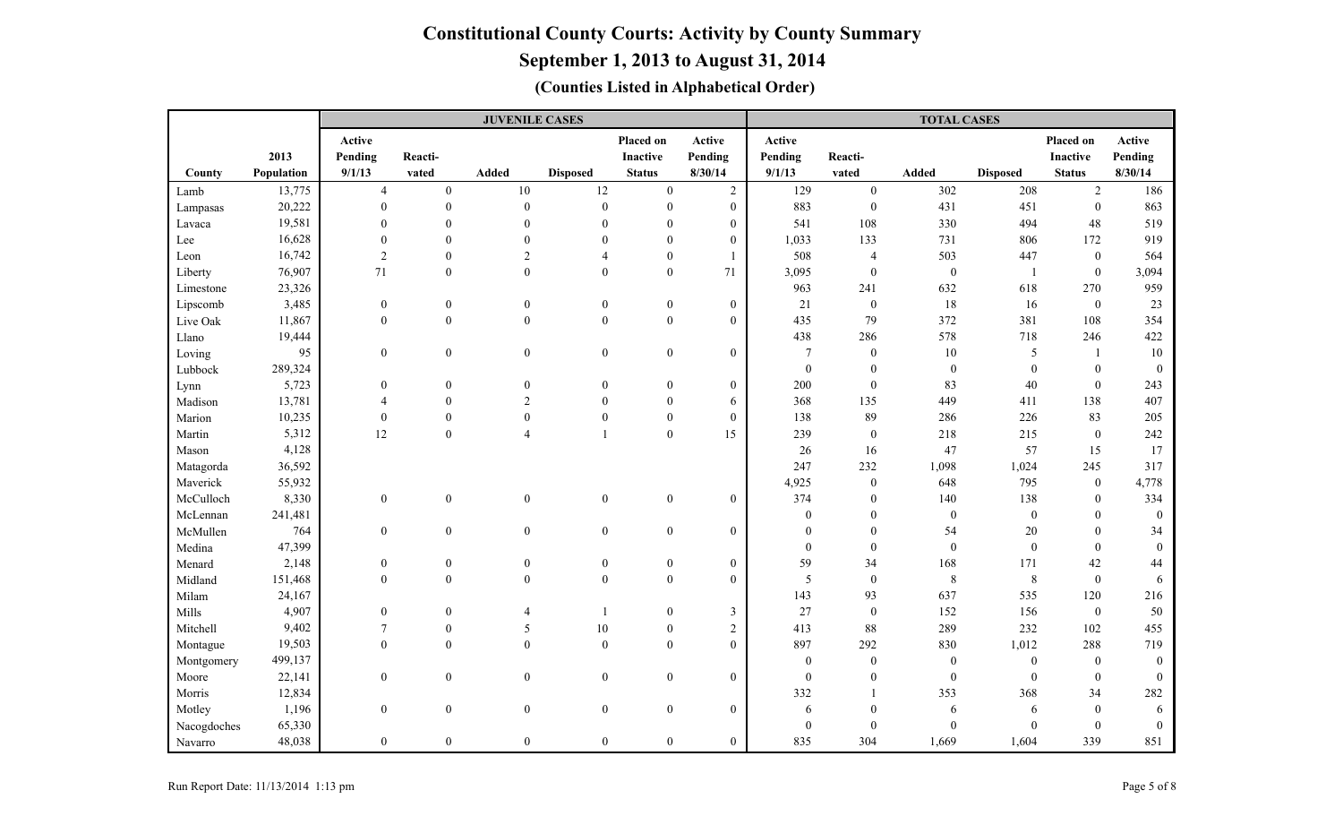# Constitutional County Courts: Activity by County Summary

## September 1, 2013 to August 31, 2014

### (Counties Listed in Alphabetical Order)

| | | JUVENILE CASES | | | | | | TOTAL CASES | | | | | |
|---|---|---|---|---|---|---|---|---|---|---|---|---|---|
| County | 2013 Population | Active Pending 9/1/13 | Reacti-vated | Added | Disposed | Placed on Inactive Status | Active Pending 8/30/14 | Active Pending 9/1/13 | Reacti-vated | Added | Disposed | Placed on Inactive Status | Active Pending 8/30/14 |
| Lamb | 13,775 | 4 | 0 | 10 | 12 | 0 | 2 | 129 | 0 | 302 | 208 | 2 | 186 |
| Lampasas | 20,222 | 0 | 0 | 0 | 0 | 0 | 0 | 883 | 0 | 431 | 451 | 0 | 863 |
| Lavaca | 19,581 | 0 | 0 | 0 | 0 | 0 | 0 | 541 | 108 | 330 | 494 | 48 | 519 |
| Lee | 16,628 | 0 | 0 | 0 | 0 | 0 | 0 | 1,033 | 133 | 731 | 806 | 172 | 919 |
| Leon | 16,742 | 2 | 0 | 2 | 4 | 0 | 1 | 508 | 4 | 503 | 447 | 0 | 564 |
| Liberty | 76,907 | 71 | 0 | 0 | 0 | 0 | 71 | 3,095 | 0 | 0 | 1 | 0 | 3,094 |
| Limestone | 23,326 | | | | | | | 963 | 241 | 632 | 618 | 270 | 959 |
| Lipscomb | 3,485 | 0 | 0 | 0 | 0 | 0 | 0 | 21 | 0 | 18 | 16 | 0 | 23 |
| Live Oak | 11,867 | 0 | 0 | 0 | 0 | 0 | 0 | 435 | 79 | 372 | 381 | 108 | 354 |
| Llano | 19,444 | | | | | | | 438 | 286 | 578 | 718 | 246 | 422 |
| Loving | 95 | 0 | 0 | 0 | 0 | 0 | 0 | 7 | 0 | 10 | 5 | 1 | 10 |
| Lubbock | 289,324 | | | | | | | 0 | 0 | 0 | 0 | 0 | 0 |
| Lynn | 5,723 | 0 | 0 | 0 | 0 | 0 | 0 | 200 | 0 | 83 | 40 | 0 | 243 |
| Madison | 13,781 | 4 | 0 | 2 | 0 | 0 | 6 | 368 | 135 | 449 | 411 | 138 | 407 |
| Marion | 10,235 | 0 | 0 | 0 | 0 | 0 | 0 | 138 | 89 | 286 | 226 | 83 | 205 |
| Martin | 5,312 | 12 | 0 | 4 | 1 | 0 | 15 | 239 | 0 | 218 | 215 | 0 | 242 |
| Mason | 4,128 | | | | | | | 26 | 16 | 47 | 57 | 15 | 17 |
| Matagorda | 36,592 | | | | | | | 247 | 232 | 1,098 | 1,024 | 245 | 317 |
| Maverick | 55,932 | | | | | | | 4,925 | 0 | 648 | 795 | 0 | 4,778 |
| McCulloch | 8,330 | 0 | 0 | 0 | 0 | 0 | 0 | 374 | 0 | 140 | 138 | 0 | 334 |
| McLennan | 241,481 | | | | | | | 0 | 0 | 0 | 0 | 0 | 0 |
| McMullen | 764 | 0 | 0 | 0 | 0 | 0 | 0 | 0 | 0 | 54 | 20 | 0 | 34 |
| Medina | 47,399 | | | | | | | 0 | 0 | 0 | 0 | 0 | 0 |
| Menard | 2,148 | 0 | 0 | 0 | 0 | 0 | 0 | 59 | 34 | 168 | 171 | 42 | 44 |
| Midland | 151,468 | 0 | 0 | 0 | 0 | 0 | 0 | 5 | 0 | 8 | 8 | 0 | 6 |
| Milam | 24,167 | | | | | | | 143 | 93 | 637 | 535 | 120 | 216 |
| Mills | 4,907 | 0 | 0 | 4 | 1 | 0 | 3 | 27 | 0 | 152 | 156 | 0 | 50 |
| Mitchell | 9,402 | 7 | 0 | 5 | 10 | 0 | 2 | 413 | 88 | 289 | 232 | 102 | 455 |
| Montague | 19,503 | 0 | 0 | 0 | 0 | 0 | 0 | 897 | 292 | 830 | 1,012 | 288 | 719 |
| Montgomery | 499,137 | | | | | | | 0 | 0 | 0 | 0 | 0 | 0 |
| Moore | 22,141 | 0 | 0 | 0 | 0 | 0 | 0 | 0 | 0 | 0 | 0 | 0 | 0 |
| Morris | 12,834 | | | | | | | 332 | 1 | 353 | 368 | 34 | 282 |
| Motley | 1,196 | 0 | 0 | 0 | 0 | 0 | 0 | 6 | 0 | 6 | 6 | 0 | 6 |
| Nacogdoches | 65,330 | | | | | | | 0 | 0 | 0 | 0 | 0 | 0 |
| Navarro | 48,038 | 0 | 0 | 0 | 0 | 0 | 0 | 835 | 304 | 1,669 | 1,604 | 339 | 851 |

Run Report Date: 11/13/2014 1:13 pm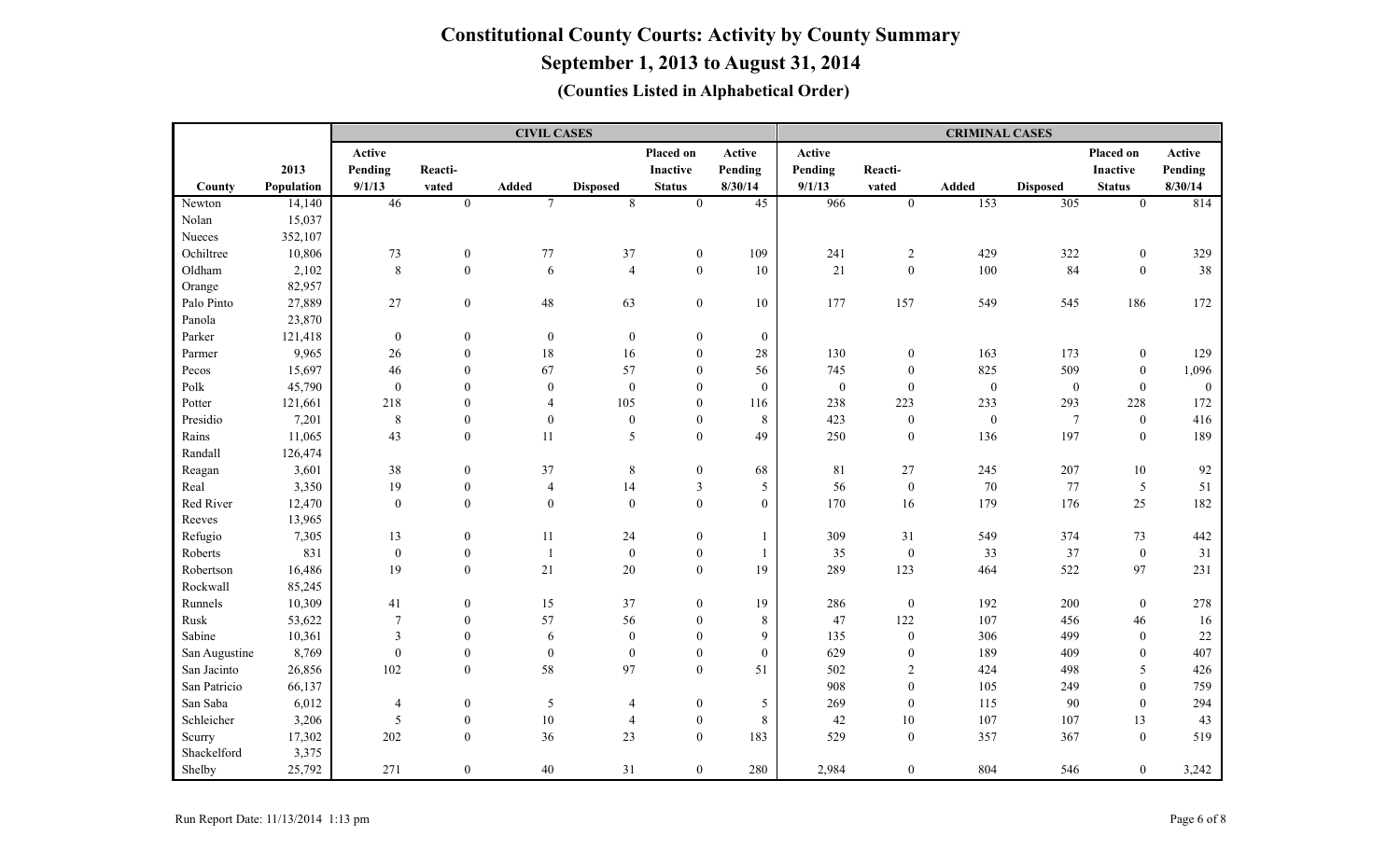# Constitutional County Courts: Activity by County Summary

## September 1, 2013 to August 31, 2014

### (Counties Listed in Alphabetical Order)

| | | CIVIL CASES | | | | | | CRIMINAL CASES | | | | | |
|---|---|---|---|---|---|---|---|---|---|---|---|---|---|
| County | 2013 Population | Active Pending 9/1/13 | Reacti-vated | Added | Disposed | Placed on Inactive Status | Active Pending 8/30/14 | Active Pending 9/1/13 | Reacti-vated | Added | Disposed | Placed on Inactive Status | Active Pending 8/30/14 |
| Newton | 14,140 | 46 | 0 | 7 | 8 | 0 | 45 | 966 | 0 | 153 | 305 | 0 | 814 |
| Nolan | 15,037 | | | | | | | | | | | | |
| Nueces | 352,107 | | | | | | | | | | | | |
| Ochiltree | 10,806 | 73 | 0 | 77 | 37 | 0 | 109 | 241 | 2 | 429 | 322 | 0 | 329 |
| Oldham | 2,102 | 8 | 0 | 6 | 4 | 0 | 10 | 21 | 0 | 100 | 84 | 0 | 38 |
| Orange | 82,957 | | | | | | | | | | | | |
| Palo Pinto | 27,889 | 27 | 0 | 48 | 63 | 0 | 10 | 177 | 157 | 549 | 545 | 186 | 172 |
| Panola | 23,870 | | | | | | | | | | | | |
| Parker | 121,418 | 0 | 0 | 0 | 0 | 0 | 0 | | | | | | |
| Parmer | 9,965 | 26 | 0 | 18 | 16 | 0 | 28 | 130 | 0 | 163 | 173 | 0 | 129 |
| Pecos | 15,697 | 46 | 0 | 67 | 57 | 0 | 56 | 745 | 0 | 825 | 509 | 0 | 1,096 |
| Polk | 45,790 | 0 | 0 | 0 | 0 | 0 | 0 | 0 | 0 | 0 | 0 | 0 | 0 |
| Potter | 121,661 | 218 | 0 | 4 | 105 | 0 | 116 | 238 | 223 | 233 | 293 | 228 | 172 |
| Presidio | 7,201 | 8 | 0 | 0 | 0 | 0 | 8 | 423 | 0 | 0 | 7 | 0 | 416 |
| Rains | 11,065 | 43 | 0 | 11 | 5 | 0 | 49 | 250 | 0 | 136 | 197 | 0 | 189 |
| Randall | 126,474 | | | | | | | | | | | | |
| Reagan | 3,601 | 38 | 0 | 37 | 8 | 0 | 68 | 81 | 27 | 245 | 207 | 10 | 92 |
| Real | 3,350 | 19 | 0 | 4 | 14 | 3 | 5 | 56 | 0 | 70 | 77 | 5 | 51 |
| Red River | 12,470 | 0 | 0 | 0 | 0 | 0 | 0 | 170 | 16 | 179 | 176 | 25 | 182 |
| Reeves | 13,965 | | | | | | | | | | | | |
| Refugio | 7,305 | 13 | 0 | 11 | 24 | 0 | 1 | 309 | 31 | 549 | 374 | 73 | 442 |
| Roberts | 831 | 0 | 0 | 1 | 0 | 0 | 1 | 35 | 0 | 33 | 37 | 0 | 31 |
| Robertson | 16,486 | 19 | 0 | 21 | 20 | 0 | 19 | 289 | 123 | 464 | 522 | 97 | 231 |
| Rockwall | 85,245 | | | | | | | | | | | | |
| Runnels | 10,309 | 41 | 0 | 15 | 37 | 0 | 19 | 286 | 0 | 192 | 200 | 0 | 278 |
| Rusk | 53,622 | 7 | 0 | 57 | 56 | 0 | 8 | 47 | 122 | 107 | 456 | 46 | 16 |
| Sabine | 10,361 | 3 | 0 | 6 | 0 | 0 | 9 | 135 | 0 | 306 | 499 | 0 | 22 |
| San Augustine | 8,769 | 0 | 0 | 0 | 0 | 0 | 0 | 629 | 0 | 189 | 409 | 0 | 407 |
| San Jacinto | 26,856 | 102 | 0 | 58 | 97 | 0 | 51 | 502 | 2 | 424 | 498 | 5 | 426 |
| San Patricio | 66,137 | | | | | | | 908 | 0 | 105 | 249 | 0 | 759 |
| San Saba | 6,012 | 4 | 0 | 5 | 4 | 0 | 5 | 269 | 0 | 115 | 90 | 0 | 294 |
| Schleicher | 3,206 | 5 | 0 | 10 | 4 | 0 | 8 | 42 | 10 | 107 | 107 | 13 | 43 |
| Scurry | 17,302 | 202 | 0 | 36 | 23 | 0 | 183 | 529 | 0 | 357 | 367 | 0 | 519 |
| Shackelford | 3,375 | | | | | | | | | | | | |
| Shelby | 25,792 | 271 | 0 | 40 | 31 | 0 | 280 | 2,984 | 0 | 804 | 546 | 0 | 3,242 |

Run Report Date: 11/13/2014 1:13 pm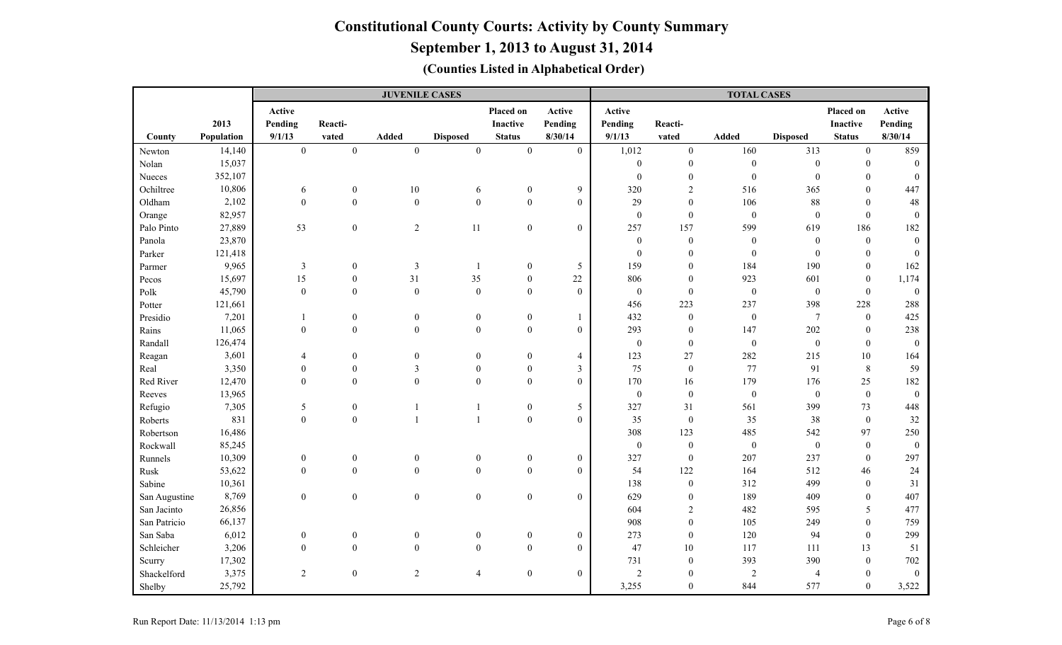# Constitutional County Courts: Activity by County Summary

## September 1, 2013 to August 31, 2014

### (Counties Listed in Alphabetical Order)

| County | 2013 Population | JUVENILE CASES | | | | | | TOTAL CASES | | | | | |
|---|---|---|---|---|---|---|---|---|---|---|---|---|---|
| | | Active Pending 9/1/13 | Reacti-vated | Added | Disposed | Placed on Inactive Status | Active Pending 8/30/14 | Active Pending 9/1/13 | Reacti-vated | Added | Disposed | Placed on Inactive Status | Active Pending 8/30/14 |
| Newton | 14,140 | 0 | 0 | 0 | 0 | 0 | 0 | 1,012 | 0 | 160 | 313 | 0 | 859 |
| Nolan | 15,037 | | | | | | | 0 | 0 | 0 | 0 | 0 | 0 |
| Nueces | 352,107 | | | | | | | 0 | 0 | 0 | 0 | 0 | 0 |
| Ochiltree | 10,806 | 6 | 0 | 10 | 6 | 0 | 9 | 320 | 2 | 516 | 365 | 0 | 447 |
| Oldham | 2,102 | 0 | 0 | 0 | 0 | 0 | 0 | 29 | 0 | 106 | 88 | 0 | 48 |
| Orange | 82,957 | | | | | | | 0 | 0 | 0 | 0 | 0 | 0 |
| Palo Pinto | 27,889 | 53 | 0 | 2 | 11 | 0 | 0 | 257 | 157 | 599 | 619 | 186 | 182 |
| Panola | 23,870 | | | | | | | 0 | 0 | 0 | 0 | 0 | 0 |
| Parker | 121,418 | | | | | | | 0 | 0 | 0 | 0 | 0 | 0 |
| Parmer | 9,965 | 3 | 0 | 3 | 1 | 0 | 5 | 159 | 0 | 184 | 190 | 0 | 162 |
| Pecos | 15,697 | 15 | 0 | 31 | 35 | 0 | 22 | 806 | 0 | 923 | 601 | 0 | 1,174 |
| Polk | 45,790 | 0 | 0 | 0 | 0 | 0 | 0 | 0 | 0 | 0 | 0 | 0 | 0 |
| Potter | 121,661 | | | | | | | 456 | 223 | 237 | 398 | 228 | 288 |
| Presidio | 7,201 | 1 | 0 | 0 | 0 | 0 | 1 | 432 | 0 | 0 | 7 | 0 | 425 |
| Rains | 11,065 | 0 | 0 | 0 | 0 | 0 | 0 | 293 | 0 | 147 | 202 | 0 | 238 |
| Randall | 126,474 | | | | | | | 0 | 0 | 0 | 0 | 0 | 0 |
| Reagan | 3,601 | 4 | 0 | 0 | 0 | 0 | 4 | 123 | 27 | 282 | 215 | 10 | 164 |
| Real | 3,350 | 0 | 0 | 3 | 0 | 0 | 3 | 75 | 0 | 77 | 91 | 8 | 59 |
| Red River | 12,470 | 0 | 0 | 0 | 0 | 0 | 0 | 170 | 16 | 179 | 176 | 25 | 182 |
| Reeves | 13,965 | | | | | | | 0 | 0 | 0 | 0 | 0 | 0 |
| Refugio | 7,305 | 5 | 0 | 1 | 1 | 0 | 5 | 327 | 31 | 561 | 399 | 73 | 448 |
| Roberts | 831 | 0 | 0 | 1 | 1 | 0 | 0 | 35 | 0 | 35 | 38 | 0 | 32 |
| Robertson | 16,486 | | | | | | | 308 | 123 | 485 | 542 | 97 | 250 |
| Rockwall | 85,245 | | | | | | | 0 | 0 | 0 | 0 | 0 | 0 |
| Runnels | 10,309 | 0 | 0 | 0 | 0 | 0 | 0 | 327 | 0 | 207 | 237 | 0 | 297 |
| Rusk | 53,622 | 0 | 0 | 0 | 0 | 0 | 0 | 54 | 122 | 164 | 512 | 46 | 24 |
| Sabine | 10,361 | | | | | | | 138 | 0 | 312 | 499 | 0 | 31 |
| San Augustine | 8,769 | 0 | 0 | 0 | 0 | 0 | 0 | 629 | 0 | 189 | 409 | 0 | 407 |
| San Jacinto | 26,856 | | | | | | | 604 | 2 | 482 | 595 | 5 | 477 |
| San Patricio | 66,137 | | | | | | | 908 | 0 | 105 | 249 | 0 | 759 |
| San Saba | 6,012 | 0 | 0 | 0 | 0 | 0 | 0 | 273 | 0 | 120 | 94 | 0 | 299 |
| Schleicher | 3,206 | 0 | 0 | 0 | 0 | 0 | 0 | 47 | 10 | 117 | 111 | 13 | 51 |
| Scurry | 17,302 | | | | | | | 731 | 0 | 393 | 390 | 0 | 702 |
| Shackelford | 3,375 | 2 | 0 | 2 | 4 | 0 | 0 | 2 | 0 | 2 | 4 | 0 | 0 |
| Shelby | 25,792 | | | | | | | 3,255 | 0 | 844 | 577 | 0 | 3,522 |

Run Report Date: 11/13/2014 1:13 pm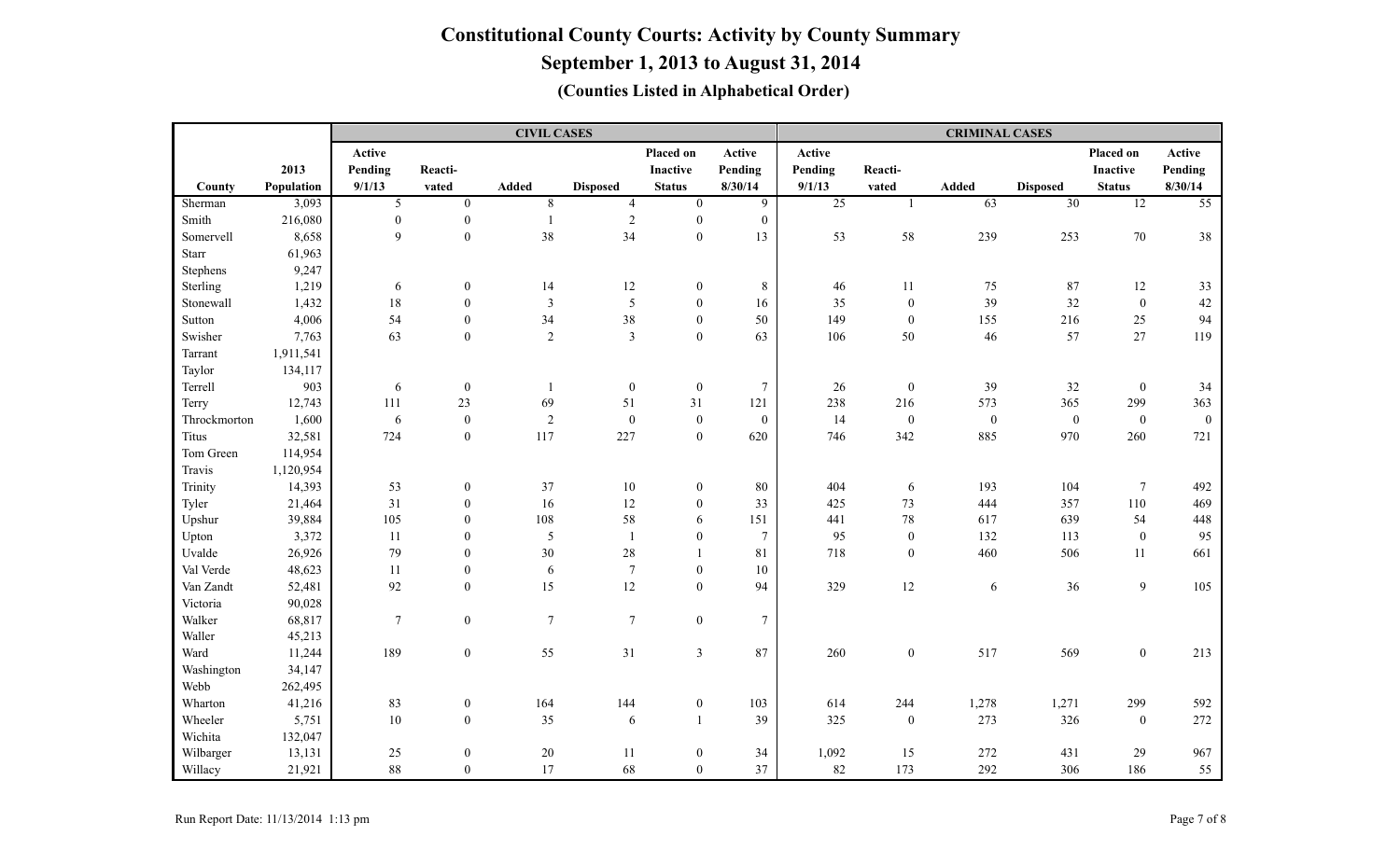# Constitutional County Courts: Activity by County Summary

## September 1, 2013 to August 31, 2014

### (Counties Listed in Alphabetical Order)

| | | CIVIL CASES | | | | | | CRIMINAL CASES | | | | | |
|---|---|---|---|---|---|---|---|---|---|---|---|---|---|
| County | 2013 Population | Active Pending 9/1/13 | Reacti-vated | Added | Disposed | Placed on Inactive Status | Active Pending 8/30/14 | Active Pending 9/1/13 | Reacti-vated | Added | Disposed | Placed on Inactive Status | Active Pending 8/30/14 |
| Sherman | 3,093 | 5 | 0 | 8 | 4 | 0 | 9 | 25 | 1 | 63 | 30 | 12 | 55 |
| Smith | 216,080 | 0 | 0 | 1 | 2 | 0 | 0 | | | | | | |
| Somervell | 8,658 | 9 | 0 | 38 | 34 | 0 | 13 | 53 | 58 | 239 | 253 | 70 | 38 |
| Starr | 61,963 | | | | | | | | | | | | |
| Stephens | 9,247 | | | | | | | | | | | | |
| Sterling | 1,219 | 6 | 0 | 14 | 12 | 0 | 8 | 46 | 11 | 75 | 87 | 12 | 33 |
| Stonewall | 1,432 | 18 | 0 | 3 | 5 | 0 | 16 | 35 | 0 | 39 | 32 | 0 | 42 |
| Sutton | 4,006 | 54 | 0 | 34 | 38 | 0 | 50 | 149 | 0 | 155 | 216 | 25 | 94 |
| Swisher | 7,763 | 63 | 0 | 2 | 3 | 0 | 63 | 106 | 50 | 46 | 57 | 27 | 119 |
| Tarrant | 1,911,541 | | | | | | | | | | | | |
| Taylor | 134,117 | | | | | | | | | | | | |
| Terrell | 903 | 6 | 0 | 1 | 0 | 0 | 7 | 26 | 0 | 39 | 32 | 0 | 34 |
| Terry | 12,743 | 111 | 23 | 69 | 51 | 31 | 121 | 238 | 216 | 573 | 365 | 299 | 363 |
| Throckmorton | 1,600 | 6 | 0 | 2 | 0 | 0 | 0 | 14 | 0 | 0 | 0 | 0 | 0 |
| Titus | 32,581 | 724 | 0 | 117 | 227 | 0 | 620 | 746 | 342 | 885 | 970 | 260 | 721 |
| Tom Green | 114,954 | | | | | | | | | | | | |
| Travis | 1,120,954 | | | | | | | | | | | | |
| Trinity | 14,393 | 53 | 0 | 37 | 10 | 0 | 80 | 404 | 6 | 193 | 104 | 7 | 492 |
| Tyler | 21,464 | 31 | 0 | 16 | 12 | 0 | 33 | 425 | 73 | 444 | 357 | 110 | 469 |
| Upshur | 39,884 | 105 | 0 | 108 | 58 | 6 | 151 | 441 | 78 | 617 | 639 | 54 | 448 |
| Upton | 3,372 | 11 | 0 | 5 | 1 | 0 | 7 | 95 | 0 | 132 | 113 | 0 | 95 |
| Uvalde | 26,926 | 79 | 0 | 30 | 28 | 1 | 81 | 718 | 0 | 460 | 506 | 11 | 661 |
| Val Verde | 48,623 | 11 | 0 | 6 | 7 | 0 | 10 | | | | | | |
| Van Zandt | 52,481 | 92 | 0 | 15 | 12 | 0 | 94 | 329 | 12 | 6 | 36 | 9 | 105 |
| Victoria | 90,028 | | | | | | | | | | | | |
| Walker | 68,817 | 7 | 0 | 7 | 7 | 0 | 7 | | | | | | |
| Waller | 45,213 | | | | | | | | | | | | |
| Ward | 11,244 | 189 | 0 | 55 | 31 | 3 | 87 | 260 | 0 | 517 | 569 | 0 | 213 |
| Washington | 34,147 | | | | | | | | | | | | |
| Webb | 262,495 | | | | | | | | | | | | |
| Wharton | 41,216 | 83 | 0 | 164 | 144 | 0 | 103 | 614 | 244 | 1,278 | 1,271 | 299 | 592 |
| Wheeler | 5,751 | 10 | 0 | 35 | 6 | 1 | 39 | 325 | 0 | 273 | 326 | 0 | 272 |
| Wichita | 132,047 | | | | | | | | | | | | |
| Wilbarger | 13,131 | 25 | 0 | 20 | 11 | 0 | 34 | 1,092 | 15 | 272 | 431 | 29 | 967 |
| Willacy | 21,921 | 88 | 0 | 17 | 68 | 0 | 37 | 82 | 173 | 292 | 306 | 186 | 55 |

Run Report Date: 11/13/2014 1:13 pm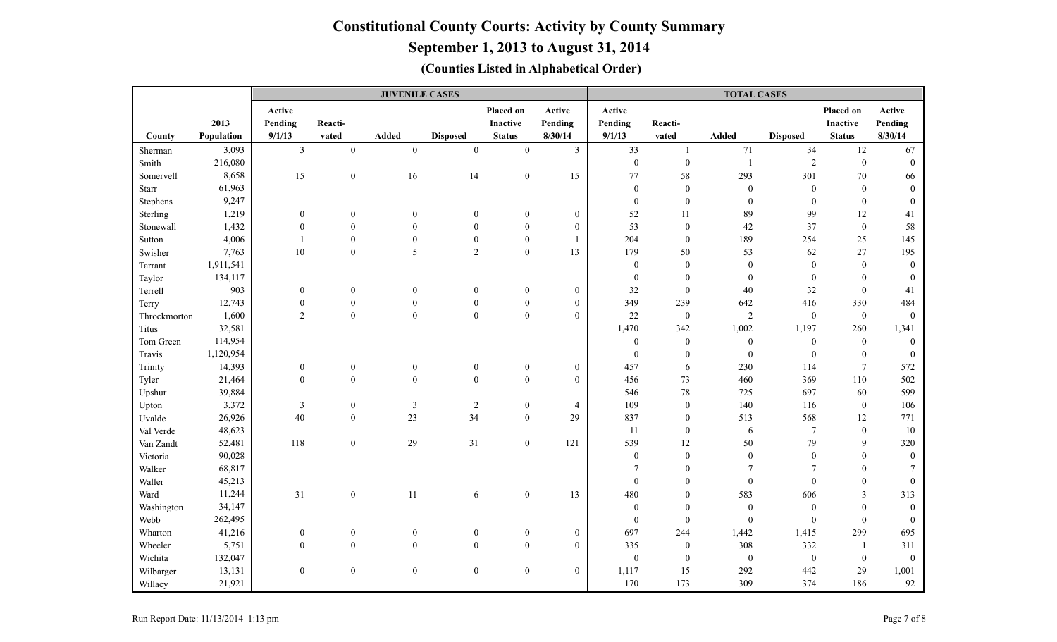# Constitutional County Courts: Activity by County Summary

## September 1, 2013 to August 31, 2014

### (Counties Listed in Alphabetical Order)

| | | JUVENILE CASES | | | | | | TOTAL CASES | | | | | |
|---|---|---|---|---|---|---|---|---|---|---|---|---|---|
| County | 2013 Population | Active Pending 9/1/13 | Reacti-vated | Added | Disposed | Placed on Inactive Status | Active Pending 8/30/14 | Active Pending 9/1/13 | Reacti-vated | Added | Disposed | Placed on Inactive Status | Active Pending 8/30/14 |
| Sherman | 3,093 | 3 | 0 | 0 | 0 | 0 | 3 | 33 | 1 | 71 | 34 | 12 | 67 |
| Smith | 216,080 | | | | | | | 0 | 0 | 1 | 2 | 0 | 0 |
| Somervell | 8,658 | 15 | 0 | 16 | 14 | 0 | 15 | 77 | 58 | 293 | 301 | 70 | 66 |
| Starr | 61,963 | | | | | | | 0 | 0 | 0 | 0 | 0 | 0 |
| Stephens | 9,247 | | | | | | | 0 | 0 | 0 | 0 | 0 | 0 |
| Sterling | 1,219 | 0 | 0 | 0 | 0 | 0 | 0 | 52 | 11 | 89 | 99 | 12 | 41 |
| Stonewall | 1,432 | 0 | 0 | 0 | 0 | 0 | 0 | 53 | 0 | 42 | 37 | 0 | 58 |
| Sutton | 4,006 | 1 | 0 | 0 | 0 | 0 | 1 | 204 | 0 | 189 | 254 | 25 | 145 |
| Swisher | 7,763 | 10 | 0 | 5 | 2 | 0 | 13 | 179 | 50 | 53 | 62 | 27 | 195 |
| Tarrant | 1,911,541 | | | | | | | 0 | 0 | 0 | 0 | 0 | 0 |
| Taylor | 134,117 | | | | | | | 0 | 0 | 0 | 0 | 0 | 0 |
| Terrell | 903 | 0 | 0 | 0 | 0 | 0 | 0 | 32 | 0 | 40 | 32 | 0 | 41 |
| Terry | 12,743 | 0 | 0 | 0 | 0 | 0 | 0 | 349 | 239 | 642 | 416 | 330 | 484 |
| Throckmorton | 1,600 | 2 | 0 | 0 | 0 | 0 | 0 | 22 | 0 | 2 | 0 | 0 | 0 |
| Titus | 32,581 | | | | | | | 1,470 | 342 | 1,002 | 1,197 | 260 | 1,341 |
| Tom Green | 114,954 | | | | | | | 0 | 0 | 0 | 0 | 0 | 0 |
| Travis | 1,120,954 | | | | | | | 0 | 0 | 0 | 0 | 0 | 0 |
| Trinity | 14,393 | 0 | 0 | 0 | 0 | 0 | 0 | 457 | 6 | 230 | 114 | 7 | 572 |
| Tyler | 21,464 | 0 | 0 | 0 | 0 | 0 | 0 | 456 | 73 | 460 | 369 | 110 | 502 |
| Upshur | 39,884 | | | | | | | 546 | 78 | 725 | 697 | 60 | 599 |
| Upton | 3,372 | 3 | 0 | 3 | 2 | 0 | 4 | 109 | 0 | 140 | 116 | 0 | 106 |
| Uvalde | 26,926 | 40 | 0 | 23 | 34 | 0 | 29 | 837 | 0 | 513 | 568 | 12 | 771 |
| Val Verde | 48,623 | | | | | | | 11 | 0 | 6 | 7 | 0 | 10 |
| Van Zandt | 52,481 | 118 | 0 | 29 | 31 | 0 | 121 | 539 | 12 | 50 | 79 | 9 | 320 |
| Victoria | 90,028 | | | | | | | 0 | 0 | 0 | 0 | 0 | 0 |
| Walker | 68,817 | | | | | | | 7 | 0 | 7 | 7 | 0 | 7 |
| Waller | 45,213 | | | | | | | 0 | 0 | 0 | 0 | 0 | 0 |
| Ward | 11,244 | 31 | 0 | 11 | 6 | 0 | 13 | 480 | 0 | 583 | 606 | 3 | 313 |
| Washington | 34,147 | | | | | | | 0 | 0 | 0 | 0 | 0 | 0 |
| Webb | 262,495 | | | | | | | 0 | 0 | 0 | 0 | 0 | 0 |
| Wharton | 41,216 | 0 | 0 | 0 | 0 | 0 | 0 | 697 | 244 | 1,442 | 1,415 | 299 | 695 |
| Wheeler | 5,751 | 0 | 0 | 0 | 0 | 0 | 0 | 335 | 0 | 308 | 332 | 1 | 311 |
| Wichita | 132,047 | | | | | | | 0 | 0 | 0 | 0 | 0 | 0 |
| Wilbarger | 13,131 | 0 | 0 | 0 | 0 | 0 | 0 | 1,117 | 15 | 292 | 442 | 29 | 1,001 |
| Willacy | 21,921 | | | | | | | 170 | 173 | 309 | 374 | 186 | 92 |

Run Report Date: 11/13/2014 1:13 pm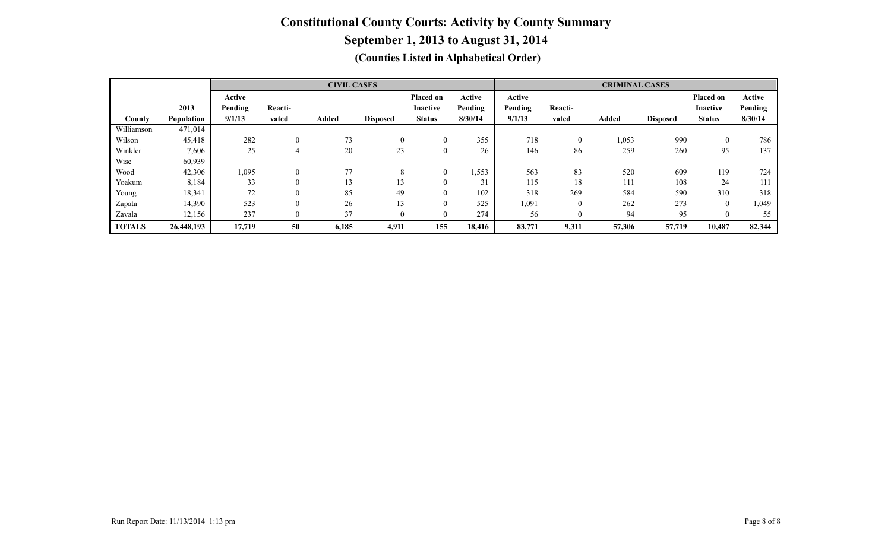# Constitutional County Courts: Activity by County Summary

## September 1, 2013 to August 31, 2014

### (Counties Listed in Alphabetical Order)

| | | CIVIL CASES | | | | | | CRIMINAL CASES | | | | | |
|---|---|---|---|---|---|---|---|---|---|---|---|---|---|
| County | 2013 Population | Active Pending 9/1/13 | Reacti-vated | Added | Disposed | Placed on Inactive Status | Active Pending 8/30/14 | Active Pending 9/1/13 | Reacti-vated | Added | Disposed | Placed on Inactive Status | Active Pending 8/30/14 |
| Williamson | 471,014 | | | | | | | | | | | | |
| Wilson | 45,418 | 282 | 0 | 73 | 0 | 0 | 355 | 718 | 0 | 1,053 | 990 | 0 | 786 |
| Winkler | 7,606 | 25 | 4 | 20 | 23 | 0 | 26 | 146 | 86 | 259 | 260 | 95 | 137 |
| Wise | 60,939 | | | | | | | | | | | | |
| Wood | 42,306 | 1,095 | 0 | 77 | 8 | 0 | 1,553 | 563 | 83 | 520 | 609 | 119 | 724 |
| Yoakum | 8,184 | 33 | 0 | 13 | 13 | 0 | 31 | 115 | 18 | 111 | 108 | 24 | 111 |
| Young | 18,341 | 72 | 0 | 85 | 49 | 0 | 102 | 318 | 269 | 584 | 590 | 310 | 318 |
| Zapata | 14,390 | 523 | 0 | 26 | 13 | 0 | 525 | 1,091 | 0 | 262 | 273 | 0 | 1,049 |
| Zavala | 12,156 | 237 | 0 | 37 | 0 | 0 | 274 | 56 | 0 | 94 | 95 | 0 | 55 |
| **TOTALS** | **26,448,193** | **17,719** | **50** | **6,185** | **4,911** | **155** | **18,416** | **83,771** | **9,311** | **57,306** | **57,719** | **10,487** | **82,344** |

Run Report Date: 11/13/2014 1:13 pm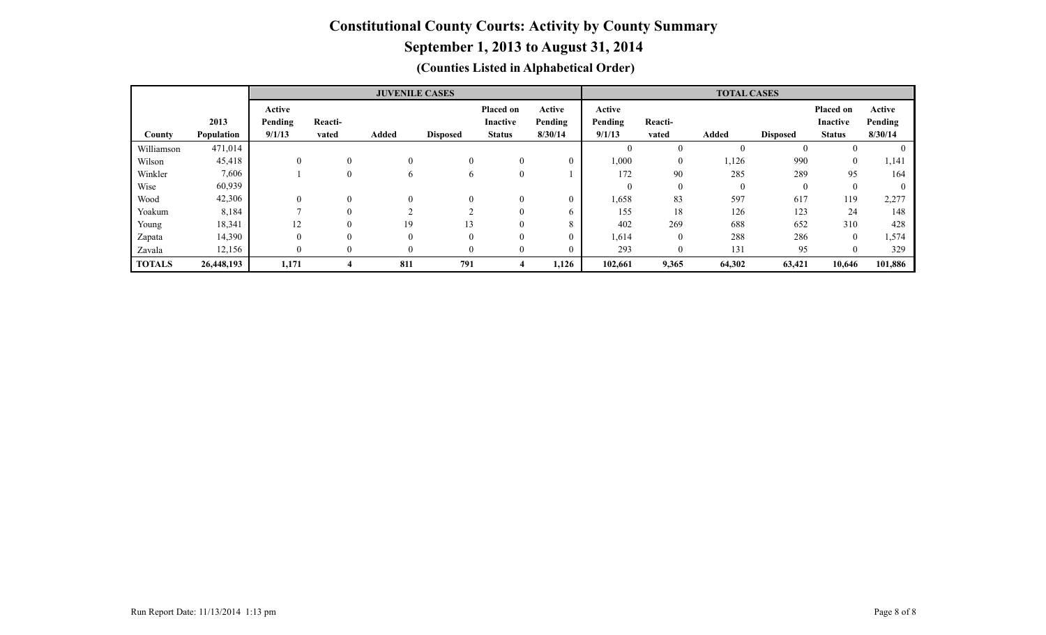# Constitutional County Courts: Activity by County Summary

## September 1, 2013 to August 31, 2014

### (Counties Listed in Alphabetical Order)

| | | JUVENILE CASES | | | | | | TOTAL CASES | | | | | |
|---|---|---|---|---|---|---|---|---|---|---|---|---|---|
| County | 2013 Population | Active Pending 9/1/13 | Reacti-vated | Added | Disposed | Placed on Inactive Status | Active Pending 8/30/14 | Active Pending 9/1/13 | Reacti-vated | Added | Disposed | Placed on Inactive Status | Active Pending 8/30/14 |
| Williamson | 471,014 | | | | | | | 0 | 0 | 0 | 0 | 0 | 0 |
| Wilson | 45,418 | 0 | 0 | 0 | 0 | 0 | 0 | 1,000 | 0 | 1,126 | 990 | 0 | 1,141 |
| Winkler | 7,606 | 1 | 0 | 6 | 6 | 0 | 1 | 172 | 90 | 285 | 289 | 95 | 164 |
| Wise | 60,939 | | | | | | | 0 | 0 | 0 | 0 | 0 | 0 |
| Wood | 42,306 | 0 | 0 | 0 | 0 | 0 | 0 | 1,658 | 83 | 597 | 617 | 119 | 2,277 |
| Yoakum | 8,184 | 7 | 0 | 2 | 2 | 0 | 6 | 155 | 18 | 126 | 123 | 24 | 148 |
| Young | 18,341 | 12 | 0 | 19 | 13 | 0 | 8 | 402 | 269 | 688 | 652 | 310 | 428 |
| Zapata | 14,390 | 0 | 0 | 0 | 0 | 0 | 0 | 1,614 | 0 | 288 | 286 | 0 | 1,574 |
| Zavala | 12,156 | 0 | 0 | 0 | 0 | 0 | 0 | 293 | 0 | 131 | 95 | 0 | 329 |
| **TOTALS** | **26,448,193** | **1,171** | **4** | **811** | **791** | **4** | **1,126** | **102,661** | **9,365** | **64,302** | **63,421** | **10,646** | **101,886** |

Run Report Date: 11/13/2014 1:13 pm